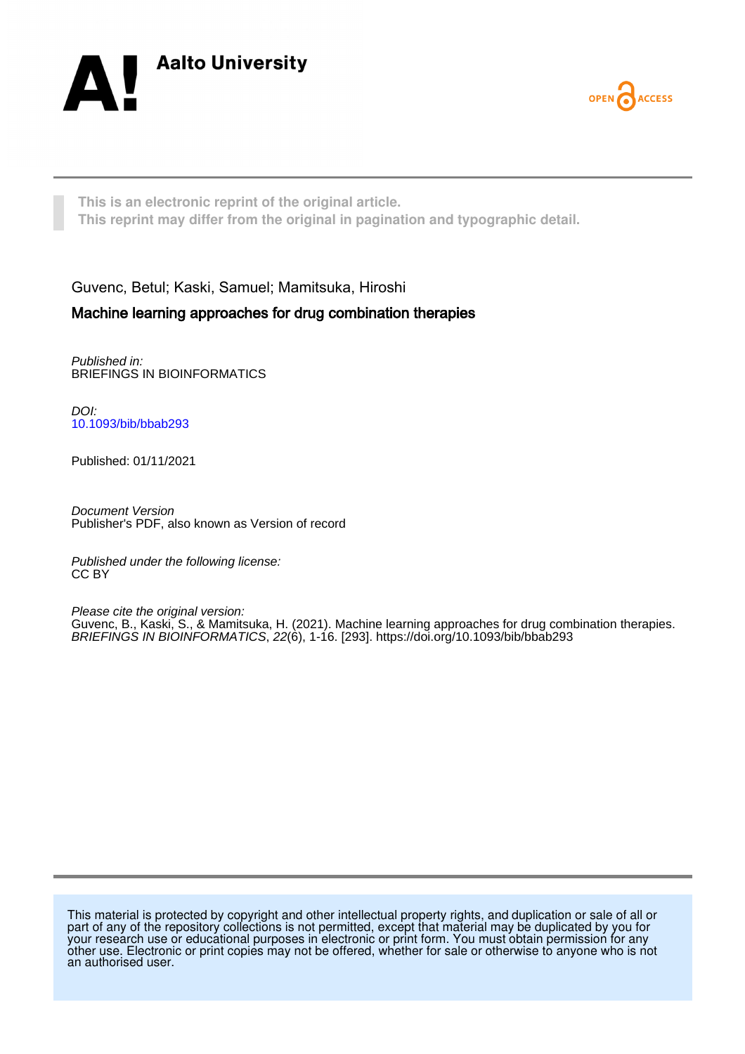Aalto University

OPEN ACCESS

This is an electronic reprint of the original article.
This reprint may differ from the original in pagination and typographic detail.

Guvenc, Betul; Kaski, Samuel; Mamitsuka, Hiroshi

# Machine learning approaches for drug combination therapies

*Published in:*
BRIEFINGS IN BIOINFORMATICS

*DOI:*
10.1093/bib/bbab293

Published: 01/11/2021

*Document Version*
Publisher's PDF, also known as Version of record

*Published under the following license:*
CC BY

*Please cite the original version:*
Guvenc, B., Kaski, S., & Mamitsuka, H. (2021). Machine learning approaches for drug combination therapies. *BRIEFINGS IN BIOINFORMATICS*, *22*(6), 1-16. [293]. https://doi.org/10.1093/bib/bbab293

This material is protected by copyright and other intellectual property rights, and duplication or sale of all or part of any of the repository collections is not permitted, except that material may be duplicated by you for your research use or educational purposes in electronic or print form. You must obtain permission for any other use. Electronic or print copies may not be offered, whether for sale or otherwise to anyone who is not an authorised user.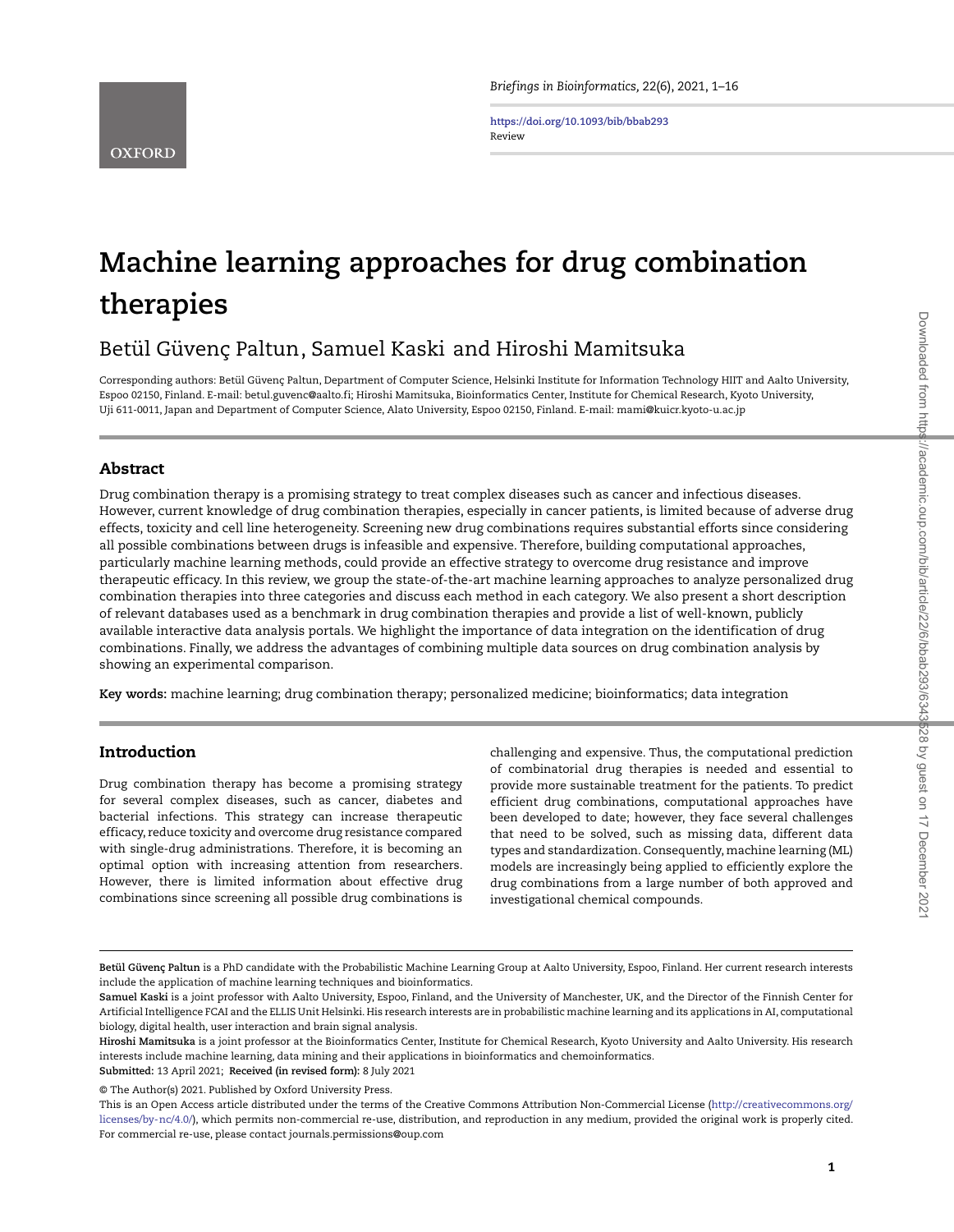# Machine learning approaches for drug combination therapies

Betül Güvenç Paltun, Samuel Kaski and Hiroshi Mamitsuka

Corresponding authors: Betül Güvenç Paltun, Department of Computer Science, Helsinki Institute for Information Technology HIIT and Aalto University, Espoo 02150, Finland. E-mail: betul.guvenc@aalto.fi; Hiroshi Mamitsuka, Bioinformatics Center, Institute for Chemical Research, Kyoto University, Uji 611-0011, Japan and Department of Computer Science, Alato University, Espoo 02150, Finland. E-mail: mami@kuicr.kyoto-u.ac.jp

## Abstract

Drug combination therapy is a promising strategy to treat complex diseases such as cancer and infectious diseases. However, current knowledge of drug combination therapies, especially in cancer patients, is limited because of adverse drug effects, toxicity and cell line heterogeneity. Screening new drug combinations requires substantial efforts since considering all possible combinations between drugs is infeasible and expensive. Therefore, building computational approaches, particularly machine learning methods, could provide an effective strategy to overcome drug resistance and improve therapeutic efficacy. In this review, we group the state-of-the-art machine learning approaches to analyze personalized drug combination therapies into three categories and discuss each method in each category. We also present a short description of relevant databases used as a benchmark in drug combination therapies and provide a list of well-known, publicly available interactive data analysis portals. We highlight the importance of data integration on the identification of drug combinations. Finally, we address the advantages of combining multiple data sources on drug combination analysis by showing an experimental comparison.

**Key words:** machine learning; drug combination therapy; personalized medicine; bioinformatics; data integration

## Introduction

Drug combination therapy has become a promising strategy for several complex diseases, such as cancer, diabetes and bacterial infections. This strategy can increase therapeutic efficacy, reduce toxicity and overcome drug resistance compared with single-drug administrations. Therefore, it is becoming an optimal option with increasing attention from researchers. However, there is limited information about effective drug combinations since screening all possible drug combinations is challenging and expensive. Thus, the computational prediction of combinatorial drug therapies is needed and essential to provide more sustainable treatment for the patients. To predict efficient drug combinations, computational approaches have been developed to date; however, they face several challenges that need to be solved, such as missing data, different data types and standardization. Consequently, machine learning (ML) models are increasingly being applied to efficiently explore the drug combinations from a large number of both approved and investigational chemical compounds.

**Betül Güvenç Paltun** is a PhD candidate with the Probabilistic Machine Learning Group at Aalto University, Espoo, Finland. Her current research interests include the application of machine learning techniques and bioinformatics.

**Samuel Kaski** is a joint professor with Aalto University, Espoo, Finland, and the University of Manchester, UK, and the Director of the Finnish Center for Artificial Intelligence FCAI and the ELLIS Unit Helsinki. His research interests are in probabilistic machine learning and its applications in AI, computational biology, digital health, user interaction and brain signal analysis.

**Hiroshi Mamitsuka** is a joint professor at the Bioinformatics Center, Institute for Chemical Research, Kyoto University and Aalto University. His research interests include machine learning, data mining and their applications in bioinformatics and chemoinformatics.

**Submitted:** 13 April 2021; **Received (in revised form):** 8 July 2021

© The Author(s) 2021. Published by Oxford University Press.

This is an Open Access article distributed under the terms of the Creative Commons Attribution Non-Commercial License (http://creativecommons.org/licenses/by-nc/4.0/), which permits non-commercial re-use, distribution, and reproduction in any medium, provided the original work is properly cited. For commercial re-use, please contact journals.permissions@oup.com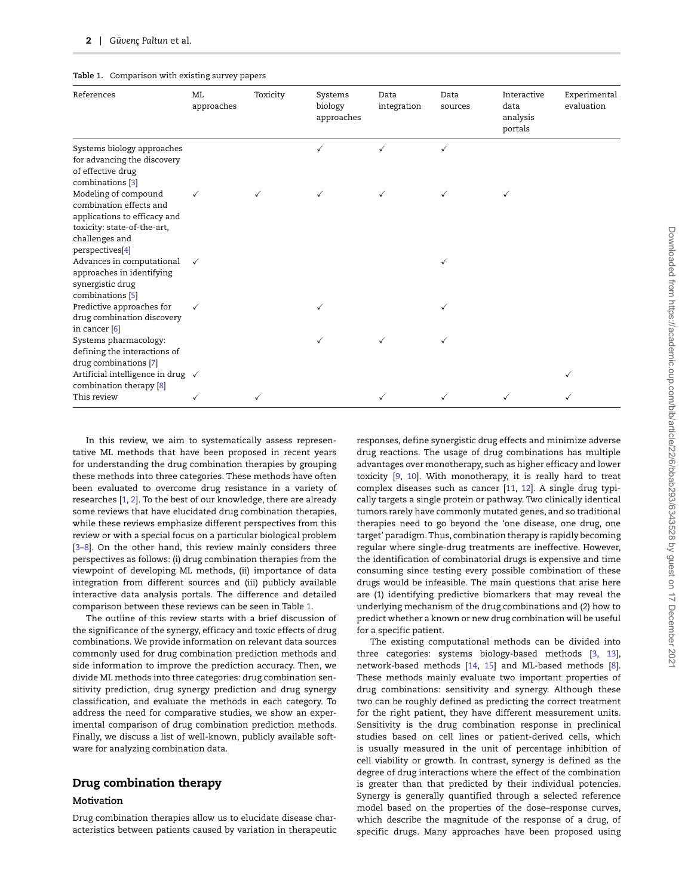Table 1. Comparison with existing survey papers

| References | ML approaches | Toxicity | Systems biology approaches | Data integration | Data sources | Interactive data analysis portals | Experimental evaluation |
|---|---|---|---|---|---|---|---|
| Systems biology approaches for advancing the discovery of effective drug combinations [3] | | | ✓ | ✓ | ✓ | | |
| Modeling of compound combination effects and applications to efficacy and toxicity: state-of-the-art, challenges and perspectives[4] | ✓ | ✓ | ✓ | ✓ | ✓ | ✓ | |
| Advances in computational approaches in identifying synergistic drug combinations [5] | ✓ | | | | ✓ | | |
| Predictive approaches for drug combination discovery in cancer [6] | ✓ | | ✓ | | ✓ | | |
| Systems pharmacology: defining the interactions of drug combinations [7] | | | ✓ | ✓ | ✓ | | |
| Artificial intelligence in drug combination therapy [8] | ✓ | | | | | | ✓ |
| This review | ✓ | ✓ | | ✓ | ✓ | ✓ | ✓ |

In this review, we aim to systematically assess representative ML methods that have been proposed in recent years for understanding the drug combination therapies by grouping these methods into three categories. These methods have often been evaluated to overcome drug resistance in a variety of researches [1, 2]. To the best of our knowledge, there are already some reviews that have elucidated drug combination therapies, while these reviews emphasize different perspectives from this review or with a special focus on a particular biological problem [3–8]. On the other hand, this review mainly considers three perspectives as follows: (i) drug combination therapies from the viewpoint of developing ML methods, (ii) importance of data integration from different sources and (iii) publicly available interactive data analysis portals. The difference and detailed comparison between these reviews can be seen in Table 1.

The outline of this review starts with a brief discussion of the significance of the synergy, efficacy and toxic effects of drug combinations. We provide information on relevant data sources commonly used for drug combination prediction methods and side information to improve the prediction accuracy. Then, we divide ML methods into three categories: drug combination sensitivity prediction, drug synergy prediction and drug synergy classification, and evaluate the methods in each category. To address the need for comparative studies, we show an experimental comparison of drug combination prediction methods. Finally, we discuss a list of well-known, publicly available software for analyzing combination data.

## Drug combination therapy

### Motivation

Drug combination therapies allow us to elucidate disease characteristics between patients caused by variation in therapeutic responses, define synergistic drug effects and minimize adverse drug reactions. The usage of drug combinations has multiple advantages over monotherapy, such as higher efficacy and lower toxicity [9, 10]. With monotherapy, it is really hard to treat complex diseases such as cancer [11, 12]. A single drug typically targets a single protein or pathway. Two clinically identical tumors rarely have commonly mutated genes, and so traditional therapies need to go beyond the 'one disease, one drug, one target' paradigm. Thus, combination therapy is rapidly becoming regular where single-drug treatments are ineffective. However, the identification of combinatorial drugs is expensive and time consuming since testing every possible combination of these drugs would be infeasible. The main questions that arise here are (1) identifying predictive biomarkers that may reveal the underlying mechanism of the drug combinations and (2) how to predict whether a known or new drug combination will be useful for a specific patient.

The existing computational methods can be divided into three categories: systems biology-based methods [3, 13], network-based methods [14, 15] and ML-based methods [8]. These methods mainly evaluate two important properties of drug combinations: sensitivity and synergy. Although these two can be roughly defined as predicting the correct treatment for the right patient, they have different measurement units. Sensitivity is the drug combination response in preclinical studies based on cell lines or patient-derived cells, which is usually measured in the unit of percentage inhibition of cell viability or growth. In contrast, synergy is defined as the degree of drug interactions where the effect of the combination is greater than that predicted by their individual potencies. Synergy is generally quantified through a selected reference model based on the properties of the dose–response curves, which describe the magnitude of the response of a drug, of specific drugs. Many approaches have been proposed using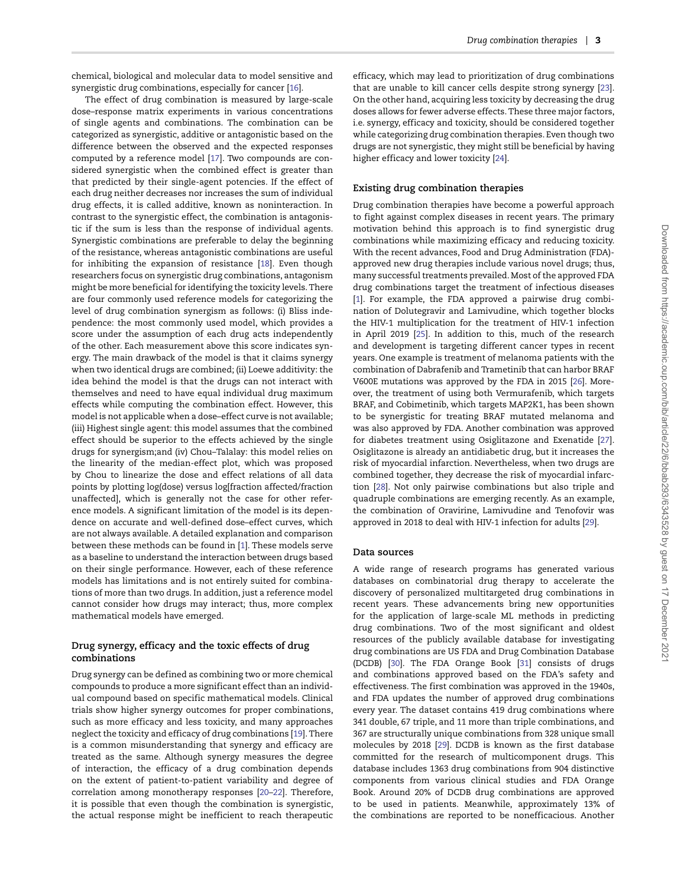chemical, biological and molecular data to model sensitive and synergistic drug combinations, especially for cancer [16].

The effect of drug combination is measured by large-scale dose–response matrix experiments in various concentrations of single agents and combinations. The combination can be categorized as synergistic, additive or antagonistic based on the difference between the observed and the expected responses computed by a reference model [17]. Two compounds are considered synergistic when the combined effect is greater than that predicted by their single-agent potencies. If the effect of each drug neither decreases nor increases the sum of individual drug effects, it is called additive, known as noninteraction. In contrast to the synergistic effect, the combination is antagonistic if the sum is less than the response of individual agents. Synergistic combinations are preferable to delay the beginning of the resistance, whereas antagonistic combinations are useful for inhibiting the expansion of resistance [18]. Even though researchers focus on synergistic drug combinations, antagonism might be more beneficial for identifying the toxicity levels. There are four commonly used reference models for categorizing the level of drug combination synergism as follows: (i) Bliss independence: the most commonly used model, which provides a score under the assumption of each drug acts independently of the other. Each measurement above this score indicates synergy. The main drawback of the model is that it claims synergy when two identical drugs are combined; (ii) Loewe additivity: the idea behind the model is that the drugs can not interact with themselves and need to have equal individual drug maximum effects while computing the combination effect. However, this model is not applicable when a dose–effect curve is not available; (iii) Highest single agent: this model assumes that the combined effect should be superior to the effects achieved by the single drugs for synergism;and (iv) Chou–Talalay: this model relies on the linearity of the median-effect plot, which was proposed by Chou to linearize the dose and effect relations of all data points by plotting log(dose) versus log[fraction affected/fraction unaffected], which is generally not the case for other reference models. A significant limitation of the model is its dependence on accurate and well-defined dose–effect curves, which are not always available. A detailed explanation and comparison between these methods can be found in [1]. These models serve as a baseline to understand the interaction between drugs based on their single performance. However, each of these reference models has limitations and is not entirely suited for combinations of more than two drugs. In addition, just a reference model cannot consider how drugs may interact; thus, more complex mathematical models have emerged.

## Drug synergy, efficacy and the toxic effects of drug combinations

Drug synergy can be defined as combining two or more chemical compounds to produce a more significant effect than an individual compound based on specific mathematical models. Clinical trials show higher synergy outcomes for proper combinations, such as more efficacy and less toxicity, and many approaches neglect the toxicity and efficacy of drug combinations [19]. There is a common misunderstanding that synergy and efficacy are treated as the same. Although synergy measures the degree of interaction, the efficacy of a drug combination depends on the extent of patient-to-patient variability and degree of correlation among monotherapy responses [20–22]. Therefore, it is possible that even though the combination is synergistic, the actual response might be inefficient to reach therapeutic efficacy, which may lead to prioritization of drug combinations that are unable to kill cancer cells despite strong synergy [23]. On the other hand, acquiring less toxicity by decreasing the drug doses allows for fewer adverse effects. These three major factors, i.e. synergy, efficacy and toxicity, should be considered together while categorizing drug combination therapies. Even though two drugs are not synergistic, they might still be beneficial by having higher efficacy and lower toxicity [24].

## Existing drug combination therapies

Drug combination therapies have become a powerful approach to fight against complex diseases in recent years. The primary motivation behind this approach is to find synergistic drug combinations while maximizing efficacy and reducing toxicity. With the recent advances, Food and Drug Administration (FDA)-approved new drug therapies include various novel drugs; thus, many successful treatments prevailed. Most of the approved FDA drug combinations target the treatment of infectious diseases [1]. For example, the FDA approved a pairwise drug combination of Dolutegravir and Lamivudine, which together blocks the HIV-1 multiplication for the treatment of HIV-1 infection in April 2019 [25]. In addition to this, much of the research and development is targeting different cancer types in recent years. One example is treatment of melanoma patients with the combination of Dabrafenib and Trametinib that can harbor BRAF V600E mutations was approved by the FDA in 2015 [26]. Moreover, the treatment of using both Vermurafenib, which targets BRAF, and Cobimetinib, which targets MAP2K1, has been shown to be synergistic for treating BRAF mutated melanoma and was also approved by FDA. Another combination was approved for diabetes treatment using Osiglitazone and Exenatide [27]. Osiglitazone is already an antidiabetic drug, but it increases the risk of myocardial infarction. Nevertheless, when two drugs are combined together, they decrease the risk of myocardial infarction [28]. Not only pairwise combinations but also triple and quadruple combinations are emerging recently. As an example, the combination of Oravirine, Lamivudine and Tenofovir was approved in 2018 to deal with HIV-1 infection for adults [29].

## Data sources

A wide range of research programs has generated various databases on combinatorial drug therapy to accelerate the discovery of personalized multitargeted drug combinations in recent years. These advancements bring new opportunities for the application of large-scale ML methods in predicting drug combinations. Two of the most significant and oldest resources of the publicly available database for investigating drug combinations are US FDA and Drug Combination Database (DCDB) [30]. The FDA Orange Book [31] consists of drugs and combinations approved based on the FDA's safety and effectiveness. The first combination was approved in the 1940s, and FDA updates the number of approved drug combinations every year. The dataset contains 419 drug combinations where 341 double, 67 triple, and 11 more than triple combinations, and 367 are structurally unique combinations from 328 unique small molecules by 2018 [29]. DCDB is known as the first database committed for the research of multicomponent drugs. This database includes 1363 drug combinations from 904 distinctive components from various clinical studies and FDA Orange Book. Around 20% of DCDB drug combinations are approved to be used in patients. Meanwhile, approximately 13% of the combinations are reported to be nonefficacious. Another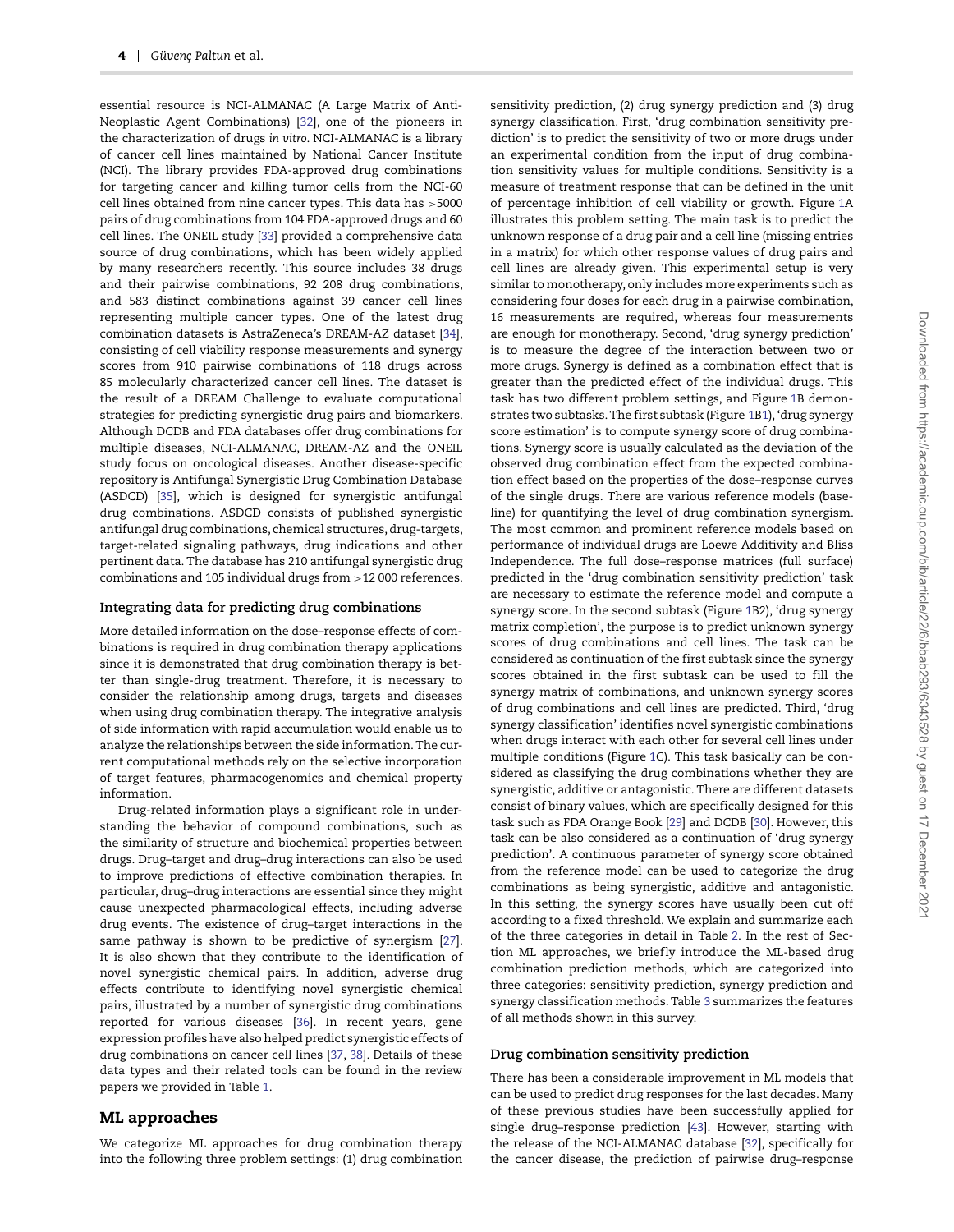essential resource is NCI-ALMANAC (A Large Matrix of Anti-Neoplastic Agent Combinations) [32], one of the pioneers in the characterization of drugs *in vitro*. NCI-ALMANAC is a library of cancer cell lines maintained by National Cancer Institute (NCI). The library provides FDA-approved drug combinations for targeting cancer and killing tumor cells from the NCI-60 cell lines obtained from nine cancer types. This data has >5000 pairs of drug combinations from 104 FDA-approved drugs and 60 cell lines. The ONEIL study [33] provided a comprehensive data source of drug combinations, which has been widely applied by many researchers recently. This source includes 38 drugs and their pairwise combinations, 92 208 drug combinations, and 583 distinct combinations against 39 cancer cell lines representing multiple cancer types. One of the latest drug combination datasets is AstraZeneca's DREAM-AZ dataset [34], consisting of cell viability response measurements and synergy scores from 910 pairwise combinations of 118 drugs across 85 molecularly characterized cancer cell lines. The dataset is the result of a DREAM Challenge to evaluate computational strategies for predicting synergistic drug pairs and biomarkers. Although DCDB and FDA databases offer drug combinations for multiple diseases, NCI-ALMANAC, DREAM-AZ and the ONEIL study focus on oncological diseases. Another disease-specific repository is Antifungal Synergistic Drug Combination Database (ASDCD) [35], which is designed for synergistic antifungal drug combinations. ASDCD consists of published synergistic antifungal drug combinations, chemical structures, drug-targets, target-related signaling pathways, drug indications and other pertinent data. The database has 210 antifungal synergistic drug combinations and 105 individual drugs from >12 000 references.

### Integrating data for predicting drug combinations

More detailed information on the dose–response effects of combinations is required in drug combination therapy applications since it is demonstrated that drug combination therapy is better than single-drug treatment. Therefore, it is necessary to consider the relationship among drugs, targets and diseases when using drug combination therapy. The integrative analysis of side information with rapid accumulation would enable us to analyze the relationships between the side information. The current computational methods rely on the selective incorporation of target features, pharmacogenomics and chemical property information.

Drug-related information plays a significant role in understanding the behavior of compound combinations, such as the similarity of structure and biochemical properties between drugs. Drug–target and drug–drug interactions can also be used to improve predictions of effective combination therapies. In particular, drug–drug interactions are essential since they might cause unexpected pharmacological effects, including adverse drug events. The existence of drug–target interactions in the same pathway is shown to be predictive of synergism [27]. It is also shown that they contribute to the identification of novel synergistic chemical pairs. In addition, adverse drug effects contribute to identifying novel synergistic chemical pairs, illustrated by a number of synergistic drug combinations reported for various diseases [36]. In recent years, gene expression profiles have also helped predict synergistic effects of drug combinations on cancer cell lines [37, 38]. Details of these data types and their related tools can be found in the review papers we provided in Table 1.

## ML approaches

We categorize ML approaches for drug combination therapy into the following three problem settings: (1) drug combination sensitivity prediction, (2) drug synergy prediction and (3) drug synergy classification. First, 'drug combination sensitivity prediction' is to predict the sensitivity of two or more drugs under an experimental condition from the input of drug combination sensitivity values for multiple conditions. Sensitivity is a measure of treatment response that can be defined in the unit of percentage inhibition of cell viability or growth. Figure 1A illustrates this problem setting. The main task is to predict the unknown response of a drug pair and a cell line (missing entries in a matrix) for which other response values of drug pairs and cell lines are already given. This experimental setup is very similar to monotherapy, only includes more experiments such as considering four doses for each drug in a pairwise combination, 16 measurements are required, whereas four measurements are enough for monotherapy. Second, 'drug synergy prediction' is to measure the degree of the interaction between two or more drugs. Synergy is defined as a combination effect that is greater than the predicted effect of the individual drugs. This task has two different problem settings, and Figure 1B demonstrates two subtasks. The first subtask (Figure 1B1), 'drug synergy score estimation' is to compute synergy score of drug combinations. Synergy score is usually calculated as the deviation of the observed drug combination effect from the expected combination effect based on the properties of the dose–response curves of the single drugs. There are various reference models (baseline) for quantifying the level of drug combination synergism. The most common and prominent reference models based on performance of individual drugs are Loewe Additivity and Bliss Independence. The full dose–response matrices (full surface) predicted in the 'drug combination sensitivity prediction' task are necessary to estimate the reference model and compute a synergy score. In the second subtask (Figure 1B2), 'drug synergy matrix completion', the purpose is to predict unknown synergy scores of drug combinations and cell lines. The task can be considered as continuation of the first subtask since the synergy scores obtained in the first subtask can be used to fill the synergy matrix of combinations, and unknown synergy scores of drug combinations and cell lines are predicted. Third, 'drug synergy classification' identifies novel synergistic combinations when drugs interact with each other for several cell lines under multiple conditions (Figure 1C). This task basically can be considered as classifying the drug combinations whether they are synergistic, additive or antagonistic. There are different datasets consist of binary values, which are specifically designed for this task such as FDA Orange Book [29] and DCDB [30]. However, this task can be also considered as a continuation of 'drug synergy prediction'. A continuous parameter of synergy score obtained from the reference model can be used to categorize the drug combinations as being synergistic, additive and antagonistic. In this setting, the synergy scores have usually been cut off according to a fixed threshold. We explain and summarize each of the three categories in detail in Table 2. In the rest of Section ML approaches, we briefly introduce the ML-based drug combination prediction methods, which are categorized into three categories: sensitivity prediction, synergy prediction and synergy classification methods. Table 3 summarizes the features of all methods shown in this survey.

### Drug combination sensitivity prediction

There has been a considerable improvement in ML models that can be used to predict drug responses for the last decades. Many of these previous studies have been successfully applied for single drug–response prediction [43]. However, starting with the release of the NCI-ALMANAC database [32], specifically for the cancer disease, the prediction of pairwise drug–response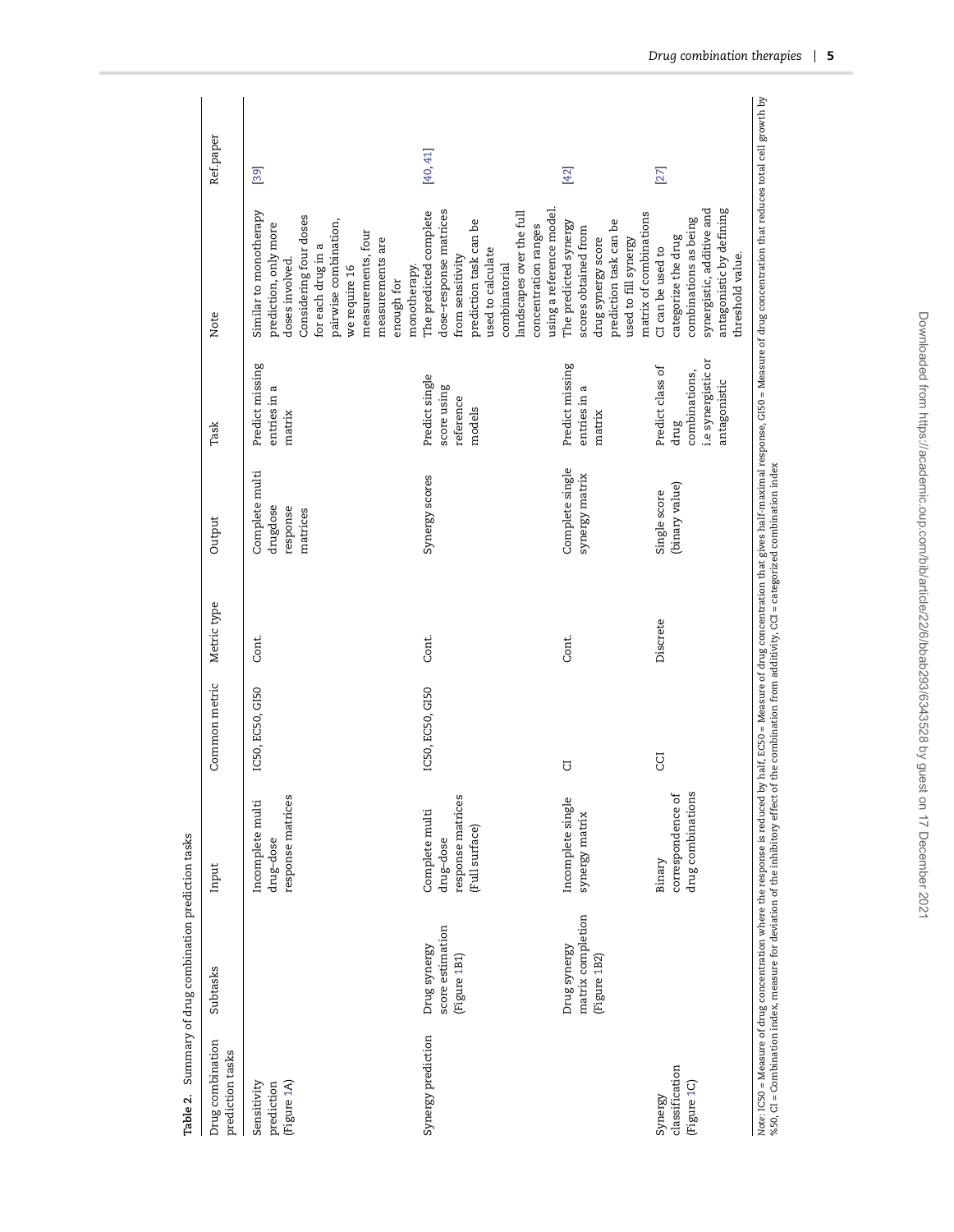**Table 2.** Summary of drug combination prediction tasks

| Drug combination prediction tasks | Subtasks | Input | Common metric | Metric type | Output | Task | Note | Ref.paper |
|---|---|---|---|---|---|---|---|---|
| Sensitivity prediction (Figure 1A) | | Incomplete multi drug–dose response matrices | IC50, EC50, GI50 | Cont. | Complete multi drugdose response matrices | Predict missing entries in a matrix | Similar to monotherapy prediction, only more doses involved. Considering four doses for each drug in a pairwise combination, we require 16 measurements, four measurements are enough for monotherapy. | [39] |
| Synergy prediction | Drug synergy score estimation (Figure 1B1) | Complete multi drug–dose response matrices (Full surface) | IC50, EC50, GI50 | Cont. | Synergy scores | Predict single score using reference models | The predicted complete dose–response matrices from sensitivity prediction task can be used to calculate combinatorial landscapes over the full concentration ranges using a reference model. | [40, 41] |
| | Drug synergy matrix completion (Figure 1B2) | Incomplete single synergy matrix | CI | Cont. | Complete single synergy matrix | Predict missing entries in a matrix | The predicted synergy scores obtained from drug synergy score prediction task can be used to fill synergy matrix of combinations | [42] |
| Synergy classification (Figure 1C) | | Binary correspondence of drug combinations | CCI | Discrete | Single score (binary value) | Predict class of drug combinations, i.e synergistic or antagonistic | CI can be used to categorize the drug combinations as being synergistic, additive and antagonistic by defining threshold value. | [27] |

*Note*: IC50 = Measure of drug concentration where the response is reduced by half, EC50 = Measure of drug concentration that gives half-maximal response, GI50 = Measure of drug concentration that reduces total cell growth by %50, CI = Combination index, measure for deviation of the inhibitory effect of the combination from additivity, CCI = categorized combination index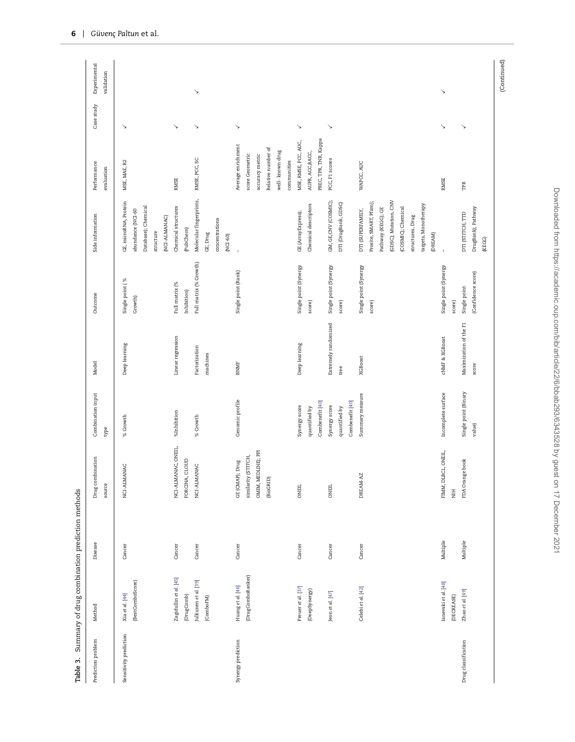**Table 3.** Summary of drug combination prediction methods

| Prediction problem | Method | Disease | Drug combination source | Combination input type | Model | Outcome | Side information | Performance evaluation | Case study | Experimental validation |
|---|---|---|---|---|---|---|---|---|---|---|
| Sensitivity prediction | Xia et al. [44] (BestComboScore) | Cancer | NCI-ALMANAC | % Growth | Deep learning | Single point (% Growth) | GE, microRNA, Protein abundance (NCI-60 Database); Chemical structure (NCI-ALMANAC) | MSE, MAE, R2 | ✓ | |
| | Zagidullin et al. [45] (DrugComb) | Cancer | NCI-ALMANAC, ONEIL, FORCINA, CLOUD | %Inhibition | Linear regression | Full matrix (% Inhibition) | Chemical structures (PubChem) | RMSE | ✓ | |
| | Julkunen et al. [39] (ComboFM) | Cancer | NCI-ALMANAC | % Growth | Factorization machines | Full matrix (% Growth) | Molecular fingerprints, GE, Drug concentrations (NCI-60) | RMSE, PCC, SC | ✓ | ✓ |
| Synergy prediction | Huang et al. [46] (DrugComboRanker) | Cancer | GE (CMAP); Drug similarity (STITCH, OMIM, MEDLINE); PPI (BioGRID) | Genomic profile | BNMF | Single point (Rank) | – | Average enrichment score Geometric accuracy metric Relative number of well- known drug communities | ✓ | |
| | Preuer et al. [37] (DeepSynergy) | Cancer | ONEIL | Synergy score quantified by Combenefit [40] | Deep learning | Single point (Synergy score) | GE (ArrayExpress); Chemical descriptors | MSE, RMSE, PCC, AUC, AUPR, ACC,BACC, PREC, TPR, TNR, Kappa | ✓ | |
| | Jeon et al. [47] | Cancer | ONEIL | Synergy score quantified by Combenefit [40] | Extremely randomized tree | Single point (Synergy score) | GM, GE,CNV (COSMIC); DTI (DrugBank, GDSC) | PCC, F1 scores | ✓ | |
| | Celebi et al. [42] | Cancer | DREAM-AZ | Summary measure | XGBoost | Single point (Synergy score) | DTI (SUPERFAMILY, Prosite, SMART, Pfam); Pathway (KEGG); GE (GDSC); Mutation, CNV (COSMIC); Chemical structures, Drug targets, Monotherapy (DREAM) | WAPCC, AUC | | |
| | Ianevski et al. [48] (DECREASE) | Multiple | FIMM, DLBCL, ONEIL, NIH | Incomplete surface | cNMF & XGBoost | Single point (Synergy score) | – | RMSE | ✓ | ✓ |
| Drug classification | Zhao et al. [49] | Multiple | FDA Orange book | Single point (Binary value) | Maximization of the F1 score | Single point (Confidence score) | DTI (STITCH, TTD DrugBank); Pathway (KEGG) | TPR | ✓ | |

(Continued)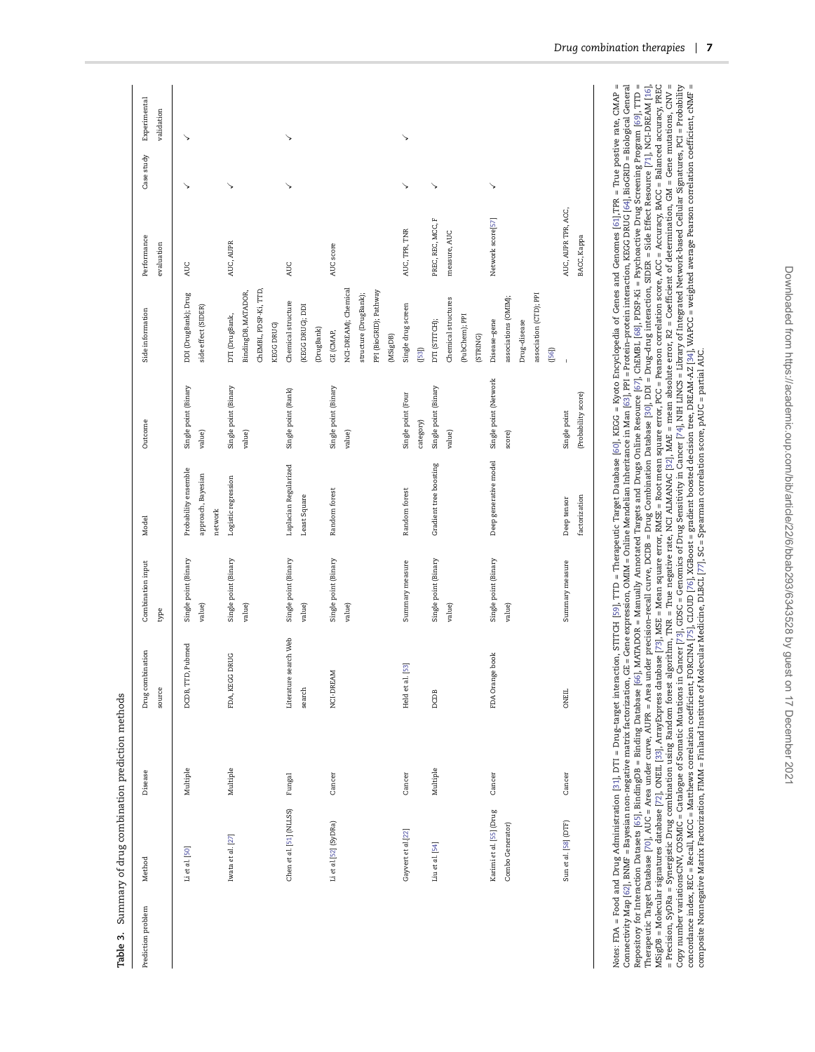**Table 3.** Summary of drug combination prediction methods

| Prediction problem | Method | Disease | Drug combination source | Combination input type | Model | Outcome | Side information | Performance evaluation | Case study | Experimental validation |
|---|---|---|---|---|---|---|---|---|---|---|
| | Li et al. [50] | Multiple | DCDB, TTD, Pubmed | Single point (Binary value) | Probability ensemble approach, Bayesian network | Single point (Binary value) | DDI (DrugBank); Drug side effect (SIDER) | AUC | ✓ | ✓ |
| | Iwata et al. [27] | Multiple | FDA, KEGG DRUG | Single point (Binary value) | Logistic regression | Single point (Binary value) | DTI (DrugBank, BindingDB, MATADOR, ChEMBL, PDSP-Ki, TTD, KEGG DRUG) | AUC, AUPR | ✓ | |
| | Chen et al. [51] (NLLSS) | Fungal | Literature search Web search | Single point (Binary value) | Laplacian Regularized Least Square | Single point (Rank) | Chemical structure (KEGG DRUG); DDI (DrugBank) | AUC | ✓ | ✓ |
| | Li et al. [52] (SyDRa) | Cancer | NCI-DREAM | Single point (Binary value) | Random forest | Single point (Binary value) | GE (CMAP, NCI-DREAM); Chemical structure (DrugBank); PPI (BioGRID); Pathway (MSigDB) | AUC score | | |
| | Gayvert et al. [22] | Cancer | Held et al. [53] | Summary measure | Random forest | Single point (Four category) | Single drug screen ([53]) | AUC, TPR, TNR | ✓ | ✓ |
| | Liu et al. [54] | Multiple | DCDB | Single point (Binary value) | Gradient tree boosting | Single point (Binary value) | DTI (STITCH); Chemical structures (PubChem); PPI (STRING) | PREC, REC, MCC, F measure, AUC | ✓ | |
| | Karimi et al. [55] (Drug Combo Generator) | Cancer | FDA Orange book | Single point (Binary value) | Deep generative model | Single point (Network score) | Disease-gene associations (OMIM); Drug-disease association (CTD); PPI ([56]) | Network score[57] | ✓ | |
| | Sun et al. [58] (DTF) | Cancer | ONEIL | Summary measure | Deep tensor factorization | Single point (Probability score) | – | AUC, AUPR TPR, ACC, BACC, Kappa | | |

*Notes:* FDA = Food and Drug Administration [31], DTI = Drug–target interaction, STITCH [59], TTD = Therapeutic Target Database [60], KEGG = Kyoto Encyclopedia of Genes and Genomes [61],TPR = True postive rate, CMAP = Connectivity Map [62], BNMF = Bayesian non-negative matrix factorization, GE = Gene expression, OMIM = Online Mendelian Inheritance in Man [63], PPI = Protein–protein interaction, KEGG DRUG [64], BioGRID = Biological General Repository for Interaction Datasets [65], BindingDB = Binding Database [66], MATADOR = Manually Annotated Targets and Drugs Online Resource [67], ChEMBL [68], PDSP-Ki = Psychoactive Drug Screening Program [69], TTD = Therapeutic Target Database [70], AUC = Area under curve, AUPR = Area under precision–recall curve, DCDB = Drug Combination Database [30], DDI = Drug–drug interaction, SIDER = Side Effect Resource [71], NCI-DREAM [16], MSigDB = Molecular signatures database [72], ONEIL [33], ArrayExpress database [73], MSE = Mean square error, RMSE = Root mean square error, PCC = Pearson correlation score, ACC = Accuracy, BACC = Balanced accuracy, PREC = Precision, SyDRa = Synergistic Drug combination using Random forest algorithm, TNR = True negative rate, NCI ALMANAC [32], MAE = mean absolute error, R2 = Coefficient of determination, GM = Gene mutations, CNV = Copy number variationsCNV, COSMIC = Catalogue of Somatic Mutations in Cancer [73], GDSC = Genomics of Drug Sensitivity in Cancer [74], NIH LINCS = Library of Integrated Network-based Cellular Signatures, PCI = Probability concordance index, REC = Recall, MCC = Matthews correlation coefficient, FORCINA [75], CLOUD [76], XGBoost = gradient boosted decision tree, DREAM-AZ [34], WAPCC = weighted average Pearson correlation coefficient, cNMF = composite Nonnegative Matrix Factorization, FIMM = Finland Institute of Molecular Medicine, DLBCL [77], SC = Spearman correlation score, pAUC = partial AUC.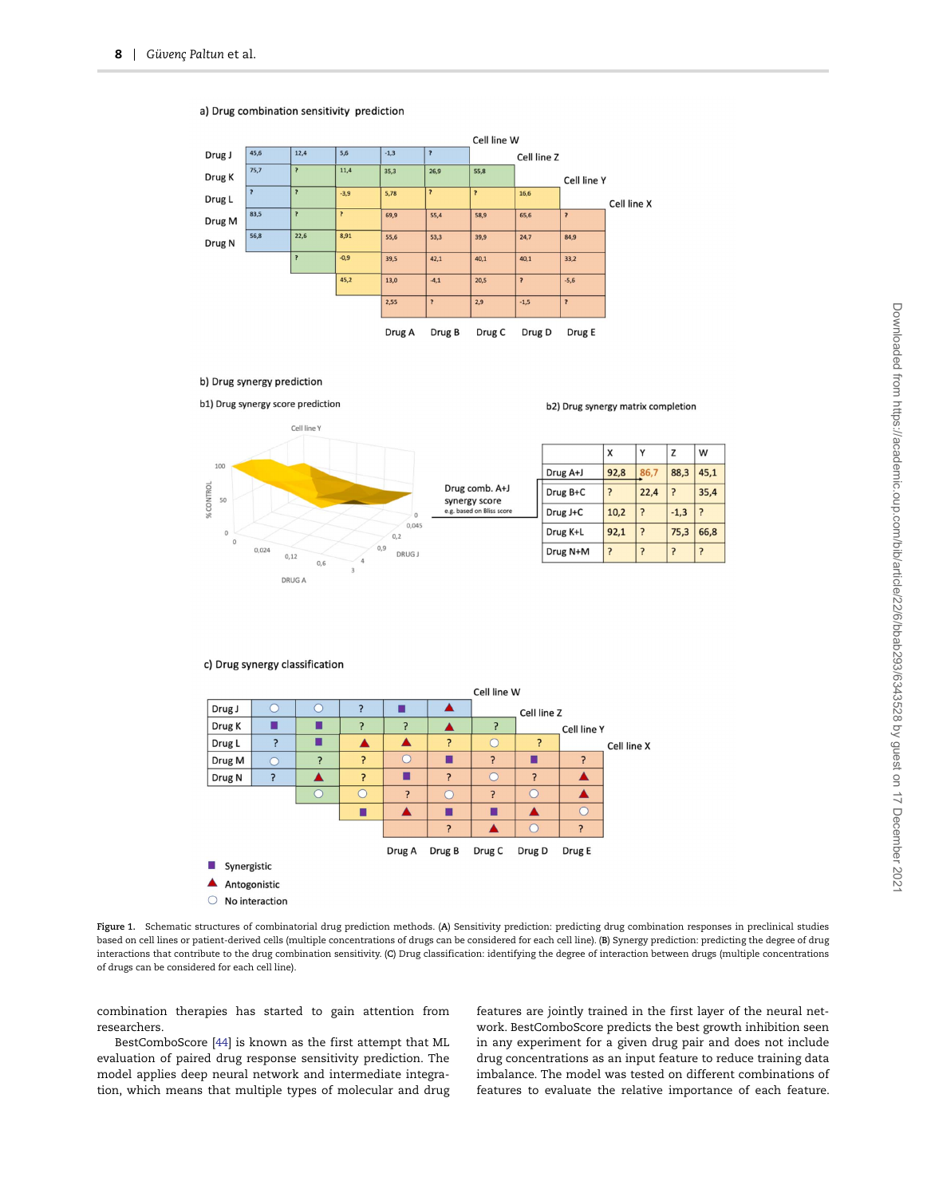a) Drug combination sensitivity prediction

Cell line W
Cell line Z
Cell line Y
Cell line X

Drug J
Drug K
Drug L
Drug M
Drug N

45,6 12,4 5,6 -1,3 ?
75,7 ? 11,4 35,3 26,9 55,8
? ? -3,9 5,78 ? ? 16,6
83,5 ? ? 69,9 55,4 58,9 65,6 ?
56,8 22,6 8,91 55,6 53,3 39,9 24,7 84,9
? -0,9 39,5 42,1 40,1 40,1 33,2
45,2 13,0 -4,1 20,5 ? -5,6
2,55 ? 2,9 -1,5 ?

Drug A Drug B Drug C Drug D Drug E

b) Drug synergy prediction

b1) Drug synergy score prediction

Cell line Y

100
50
0
% CONTROL
0 0,024 0,12 0,6 3
DRUG A
0 0,045 0,2 0,9 4
DRUG J

Drug comb. A+J synergy score
e.g. based on Bliss score

b2) Drug synergy matrix completion

| | X | Y | Z | W |
|---|---|---|---|---|
| Drug A+J | 92,8 | 86,7 | 88,3 | 45,1 |
| Drug B+C | ? | 22,4 | ? | 35,4 |
| Drug J+C | 10,2 | ? | -1,3 | ? |
| Drug K+L | 92,1 | ? | 75,3 | 66,8 |
| Drug N+M | ? | ? | ? | ? |

c) Drug synergy classification

Cell line W
Cell line Z
Cell line Y
Cell line X

Drug J
Drug K
Drug L
Drug M
Drug N

Drug A Drug B Drug C Drug D Drug E

Synergistic
Antogonistic
No interaction

Figure 1. Schematic structures of combinatorial drug prediction methods. (A) Sensitivity prediction: predicting drug combination responses in preclinical studies based on cell lines or patient-derived cells (multiple concentrations of drugs can be considered for each cell line). (B) Synergy prediction: predicting the degree of drug interactions that contribute to the drug combination sensitivity. (C) Drug classification: identifying the degree of interaction between drugs (multiple concentrations of drugs can be considered for each cell line).

combination therapies has started to gain attention from researchers.

BestComboScore [44] is known as the first attempt that ML evaluation of paired drug response sensitivity prediction. The model applies deep neural network and intermediate integration, which means that multiple types of molecular and drug features are jointly trained in the first layer of the neural network. BestComboScore predicts the best growth inhibition seen in any experiment for a given drug pair and does not include drug concentrations as an input feature to reduce training data imbalance. The model was tested on different combinations of features to evaluate the relative importance of each feature.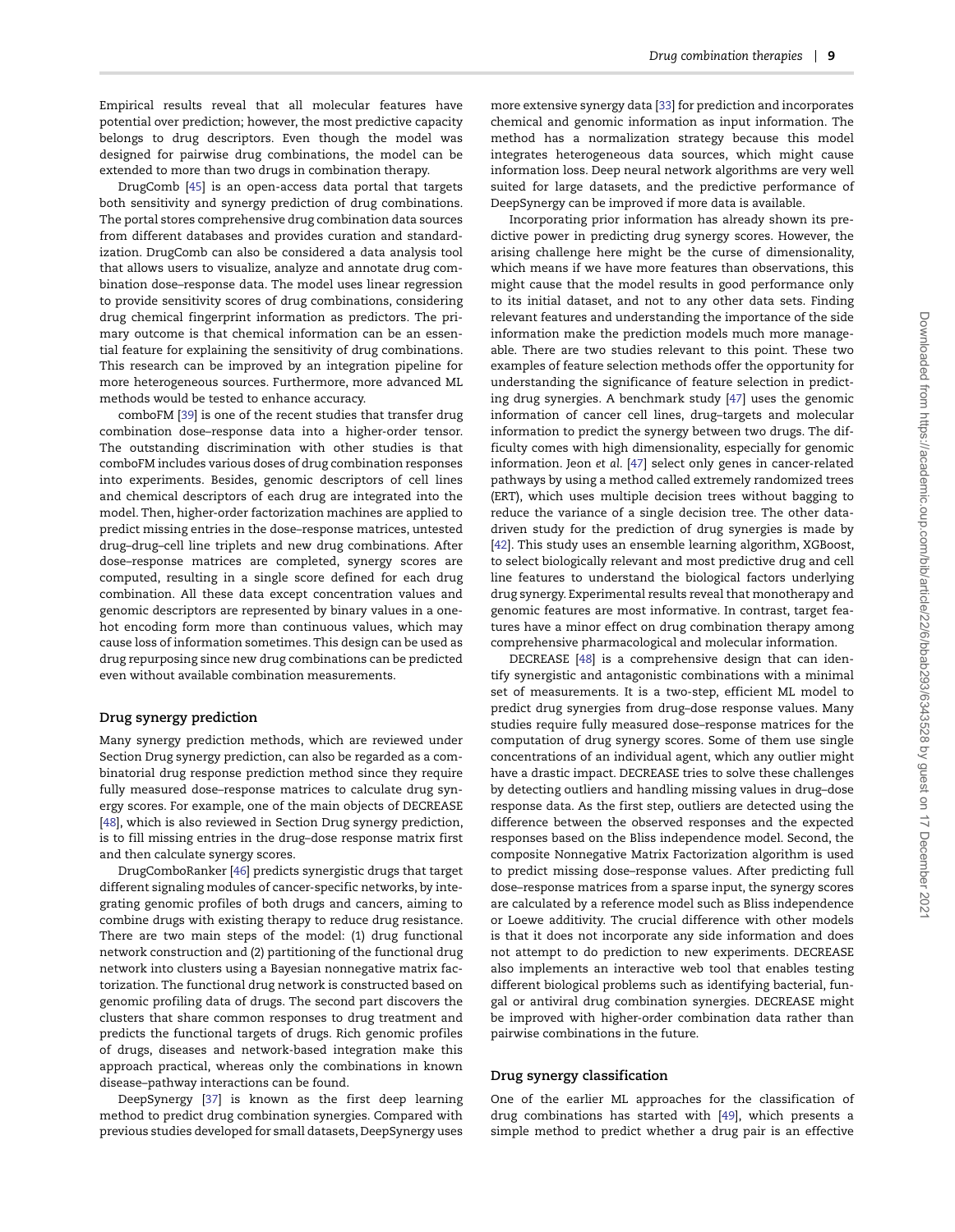Empirical results reveal that all molecular features have potential over prediction; however, the most predictive capacity belongs to drug descriptors. Even though the model was designed for pairwise drug combinations, the model can be extended to more than two drugs in combination therapy.

DrugComb [45] is an open-access data portal that targets both sensitivity and synergy prediction of drug combinations. The portal stores comprehensive drug combination data sources from different databases and provides curation and standardization. DrugComb can also be considered a data analysis tool that allows users to visualize, analyze and annotate drug combination dose–response data. The model uses linear regression to provide sensitivity scores of drug combinations, considering drug chemical fingerprint information as predictors. The primary outcome is that chemical information can be an essential feature for explaining the sensitivity of drug combinations. This research can be improved by an integration pipeline for more heterogeneous sources. Furthermore, more advanced ML methods would be tested to enhance accuracy.

comboFM [39] is one of the recent studies that transfer drug combination dose–response data into a higher-order tensor. The outstanding discrimination with other studies is that comboFM includes various doses of drug combination responses into experiments. Besides, genomic descriptors of cell lines and chemical descriptors of each drug are integrated into the model. Then, higher-order factorization machines are applied to predict missing entries in the dose–response matrices, untested drug–drug–cell line triplets and new drug combinations. After dose–response matrices are completed, synergy scores are computed, resulting in a single score defined for each drug combination. All these data except concentration values and genomic descriptors are represented by binary values in a one-hot encoding form more than continuous values, which may cause loss of information sometimes. This design can be used as drug repurposing since new drug combinations can be predicted even without available combination measurements.

## Drug synergy prediction

Many synergy prediction methods, which are reviewed under Section Drug synergy prediction, can also be regarded as a combinatorial drug response prediction method since they require fully measured dose–response matrices to calculate drug synergy scores. For example, one of the main objects of DECREASE [48], which is also reviewed in Section Drug synergy prediction, is to fill missing entries in the drug–dose response matrix first and then calculate synergy scores.

DrugComboRanker [46] predicts synergistic drugs that target different signaling modules of cancer-specific networks, by integrating genomic profiles of both drugs and cancers, aiming to combine drugs with existing therapy to reduce drug resistance. There are two main steps of the model: (1) drug functional network construction and (2) partitioning of the functional drug network into clusters using a Bayesian nonnegative matrix factorization. The functional drug network is constructed based on genomic profiling data of drugs. The second part discovers the clusters that share common responses to drug treatment and predicts the functional targets of drugs. Rich genomic profiles of drugs, diseases and network-based integration make this approach practical, whereas only the combinations in known disease–pathway interactions can be found.

DeepSynergy [37] is known as the first deep learning method to predict drug combination synergies. Compared with previous studies developed for small datasets, DeepSynergy uses more extensive synergy data [33] for prediction and incorporates chemical and genomic information as input information. The method has a normalization strategy because this model integrates heterogeneous data sources, which might cause information loss. Deep neural network algorithms are very well suited for large datasets, and the predictive performance of DeepSynergy can be improved if more data is available.

Incorporating prior information has already shown its predictive power in predicting drug synergy scores. However, the arising challenge here might be the curse of dimensionality, which means if we have more features than observations, this might cause that the model results in good performance only to its initial dataset, and not to any other data sets. Finding relevant features and understanding the importance of the side information make the prediction models much more manageable. There are two studies relevant to this point. These two examples of feature selection methods offer the opportunity for understanding the significance of feature selection in predicting drug synergies. A benchmark study [47] uses the genomic information of cancer cell lines, drug–targets and molecular information to predict the synergy between two drugs. The difficulty comes with high dimensionality, especially for genomic information. Jeon *et al.* [47] select only genes in cancer-related pathways by using a method called extremely randomized trees (ERT), which uses multiple decision trees without bagging to reduce the variance of a single decision tree. The other data-driven study for the prediction of drug synergies is made by [42]. This study uses an ensemble learning algorithm, XGBoost, to select biologically relevant and most predictive drug and cell line features to understand the biological factors underlying drug synergy. Experimental results reveal that monotherapy and genomic features are most informative. In contrast, target features have a minor effect on drug combination therapy among comprehensive pharmacological and molecular information.

DECREASE [48] is a comprehensive design that can identify synergistic and antagonistic combinations with a minimal set of measurements. It is a two-step, efficient ML model to predict drug synergies from drug–dose response values. Many studies require fully measured dose–response matrices for the computation of drug synergy scores. Some of them use single concentrations of an individual agent, which any outlier might have a drastic impact. DECREASE tries to solve these challenges by detecting outliers and handling missing values in drug–dose response data. As the first step, outliers are detected using the difference between the observed responses and the expected responses based on the Bliss independence model. Second, the composite Nonnegative Matrix Factorization algorithm is used to predict missing dose–response values. After predicting full dose–response matrices from a sparse input, the synergy scores are calculated by a reference model such as Bliss independence or Loewe additivity. The crucial difference with other models is that it does not incorporate any side information and does not attempt to do prediction to new experiments. DECREASE also implements an interactive web tool that enables testing different biological problems such as identifying bacterial, fungal or antiviral drug combination synergies. DECREASE might be improved with higher-order combination data rather than pairwise combinations in the future.

## Drug synergy classification

One of the earlier ML approaches for the classification of drug combinations has started with [49], which presents a simple method to predict whether a drug pair is an effective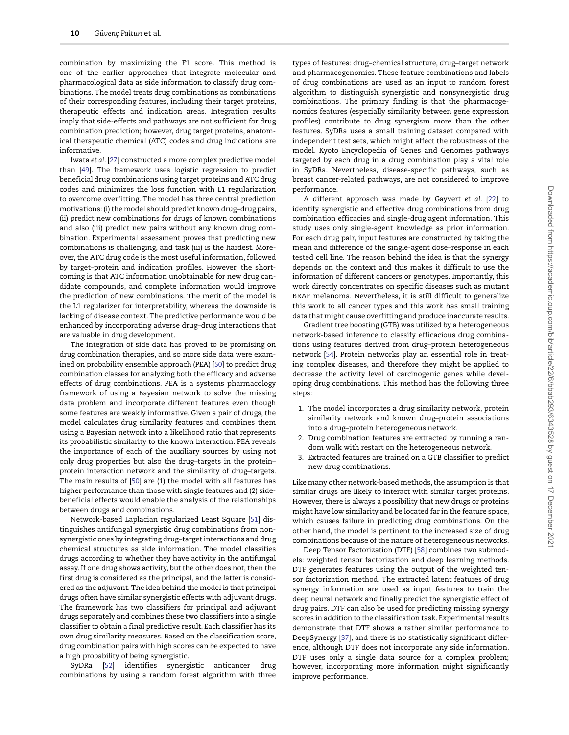combination by maximizing the F1 score. This method is one of the earlier approaches that integrate molecular and pharmacological data as side information to classify drug combinations. The model treats drug combinations as combinations of their corresponding features, including their target proteins, therapeutic effects and indication areas. Integration results imply that side-effects and pathways are not sufficient for drug combination prediction; however, drug target proteins, anatomical therapeutic chemical (ATC) codes and drug indications are informative.

Iwata *et al.* [27] constructed a more complex predictive model than [49]. The framework uses logistic regression to predict beneficial drug combinations using target proteins and ATC drug codes and minimizes the loss function with L1 regularization to overcome overfitting. The model has three central prediction motivations: (i) the model should predict known drug–drug pairs, (ii) predict new combinations for drugs of known combinations and also (iii) predict new pairs without any known drug combination. Experimental assessment proves that predicting new combinations is challenging, and task (iii) is the hardest. Moreover, the ATC drug code is the most useful information, followed by target–protein and indication profiles. However, the shortcoming is that ATC information unobtainable for new drug candidate compounds, and complete information would improve the prediction of new combinations. The merit of the model is the L1 regularizer for interpretability, whereas the downside is lacking of disease context. The predictive performance would be enhanced by incorporating adverse drug–drug interactions that are valuable in drug development.

The integration of side data has proved to be promising on drug combination therapies, and so more side data were examined on probability ensemble approach (PEA) [50] to predict drug combination classes for analyzing both the efficacy and adverse effects of drug combinations. PEA is a systems pharmacology framework of using a Bayesian network to solve the missing data problem and incorporate different features even though some features are weakly informative. Given a pair of drugs, the model calculates drug similarity features and combines them using a Bayesian network into a likelihood ratio that represents its probabilistic similarity to the known interaction. PEA reveals the importance of each of the auxiliary sources by using not only drug properties but also the drug–targets in the protein–protein interaction network and the similarity of drug–targets. The main results of [50] are (1) the model with all features has higher performance than those with single features and (2) side-beneficial effects would enable the analysis of the relationships between drugs and combinations.

Network-based Laplacian regularized Least Square [51] distinguishes antifungal synergistic drug combinations from non-synergistic ones by integrating drug–target interactions and drug chemical structures as side information. The model classifies drugs according to whether they have activity in the antifungal assay. If one drug shows activity, but the other does not, then the first drug is considered as the principal, and the latter is considered as the adjuvant. The idea behind the model is that principal drugs often have similar synergistic effects with adjuvant drugs. The framework has two classifiers for principal and adjuvant drugs separately and combines these two classifiers into a single classifier to obtain a final predictive result. Each classifier has its own drug similarity measures. Based on the classification score, drug combination pairs with high scores can be expected to have a high probability of being synergistic.

SyDRa [52] identifies synergistic anticancer drug combinations by using a random forest algorithm with three types of features: drug–chemical structure, drug–target network and pharmacogenomics. These feature combinations and labels of drug combinations are used as an input to random forest algorithm to distinguish synergistic and nonsynergistic drug combinations. The primary finding is that the pharmacogenomics features (especially similarity between gene expression profiles) contribute to drug synergism more than the other features. SyDRa uses a small training dataset compared with independent test sets, which might affect the robustness of the model. Kyoto Encyclopedia of Genes and Genomes pathways targeted by each drug in a drug combination play a vital role in SyDRa. Nevertheless, disease-specific pathways, such as breast cancer-related pathways, are not considered to improve performance.

A different approach was made by Gayvert *et al.* [22] to identify synergistic and effective drug combinations from drug combination efficacies and single-drug agent information. This study uses only single-agent knowledge as prior information. For each drug pair, input features are constructed by taking the mean and difference of the single-agent dose–response in each tested cell line. The reason behind the idea is that the synergy depends on the context and this makes it difficult to use the information of different cancers or genotypes. Importantly, this work directly concentrates on specific diseases such as mutant BRAF melanoma. Nevertheless, it is still difficult to generalize this work to all cancer types and this work has small training data that might cause overfitting and produce inaccurate results.

Gradient tree boosting (GTB) was utilized by a heterogeneous network-based inference to classify efficacious drug combinations using features derived from drug–protein heterogeneous network [54]. Protein networks play an essential role in treating complex diseases, and therefore they might be applied to decrease the activity level of carcinogenic genes while developing drug combinations. This method has the following three steps:

1. The model incorporates a drug similarity network, protein similarity network and known drug–protein associations into a drug–protein heterogeneous network.
2. Drug combination features are extracted by running a random walk with restart on the heterogeneous network.
3. Extracted features are trained on a GTB classifier to predict new drug combinations.

Like many other network-based methods, the assumption is that similar drugs are likely to interact with similar target proteins. However, there is always a possibility that new drugs or proteins might have low similarity and be located far in the feature space, which causes failure in predicting drug combinations. On the other hand, the model is pertinent to the increased size of drug combinations because of the nature of heterogeneous networks.

Deep Tensor Factorization (DTF) [58] combines two submodels: weighted tensor factorization and deep learning methods. DTF generates features using the output of the weighted tensor factorization method. The extracted latent features of drug synergy information are used as input features to train the deep neural network and finally predict the synergistic effect of drug pairs. DTF can also be used for predicting missing synergy scores in addition to the classification task. Experimental results demonstrate that DTF shows a rather similar performance to DeepSynergy [37], and there is no statistically significant difference, although DTF does not incorporate any side information. DTF uses only a single data source for a complex problem; however, incorporating more information might significantly improve performance.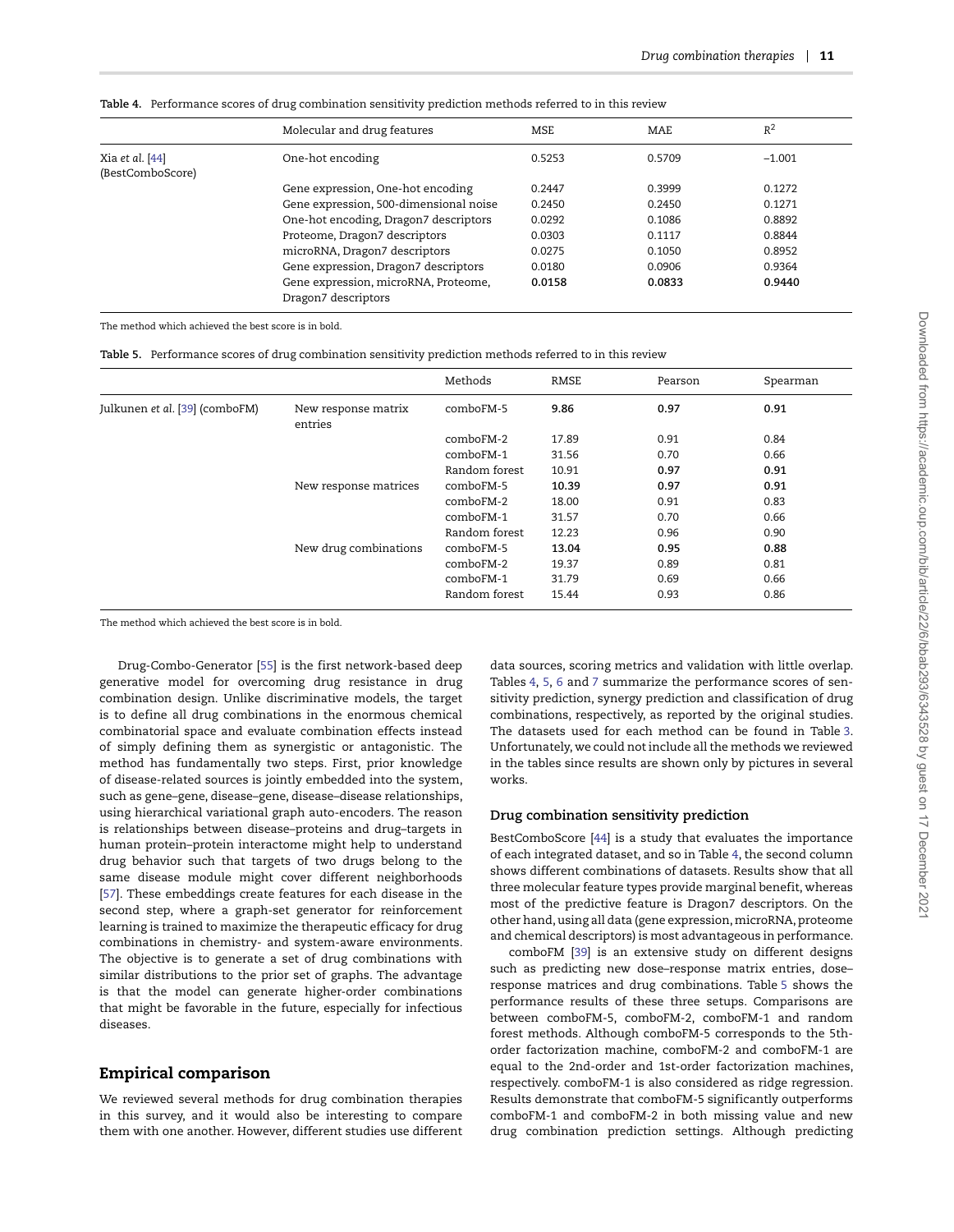**Table 4.** Performance scores of drug combination sensitivity prediction methods referred to in this review

| | Molecular and drug features | MSE | MAE | $R^2$ |
|---|---|---|---|---|
| Xia *et al.* [44] (BestComboScore) | One-hot encoding | 0.5253 | 0.5709 | −1.001 |
| | Gene expression, One-hot encoding | 0.2447 | 0.3999 | 0.1272 |
| | Gene expression, 500-dimensional noise | 0.2450 | 0.2450 | 0.1271 |
| | One-hot encoding, Dragon7 descriptors | 0.0292 | 0.1086 | 0.8892 |
| | Proteome, Dragon7 descriptors | 0.0303 | 0.1117 | 0.8844 |
| | microRNA, Dragon7 descriptors | 0.0275 | 0.1050 | 0.8952 |
| | Gene expression, Dragon7 descriptors | 0.0180 | 0.0906 | 0.9364 |
| | Gene expression, microRNA, Proteome, Dragon7 descriptors | **0.0158** | **0.0833** | **0.9440** |

The method which achieved the best score is in bold.

**Table 5.** Performance scores of drug combination sensitivity prediction methods referred to in this review

| | | Methods | RMSE | Pearson | Spearman |
|---|---|---|---|---|---|
| Julkunen *et al.* [39] (comboFM) | New response matrix entries | comboFM-5 | **9.86** | **0.97** | **0.91** |
| | | comboFM-2 | 17.89 | 0.91 | 0.84 |
| | | comboFM-1 | 31.56 | 0.70 | 0.66 |
| | | Random forest | 10.91 | **0.97** | **0.91** |
| | New response matrices | comboFM-5 | **10.39** | **0.97** | **0.91** |
| | | comboFM-2 | 18.00 | 0.91 | 0.83 |
| | | comboFM-1 | 31.57 | 0.70 | 0.66 |
| | | Random forest | 12.23 | 0.96 | 0.90 |
| | New drug combinations | comboFM-5 | **13.04** | **0.95** | **0.88** |
| | | comboFM-2 | 19.37 | 0.89 | 0.81 |
| | | comboFM-1 | 31.79 | 0.69 | 0.66 |
| | | Random forest | 15.44 | 0.93 | 0.86 |

The method which achieved the best score is in bold.

Drug-Combo-Generator [55] is the first network-based deep generative model for overcoming drug resistance in drug combination design. Unlike discriminative models, the target is to define all drug combinations in the enormous chemical combinatorial space and evaluate combination effects instead of simply defining them as synergistic or antagonistic. The method has fundamentally two steps. First, prior knowledge of disease-related sources is jointly embedded into the system, such as gene–gene, disease–gene, disease–disease relationships, using hierarchical variational graph auto-encoders. The reason is relationships between disease–proteins and drug–targets in human protein–protein interactome might help to understand drug behavior such that targets of two drugs belong to the same disease module might cover different neighborhoods [57]. These embeddings create features for each disease in the second step, where a graph-set generator for reinforcement learning is trained to maximize the therapeutic efficacy for drug combinations in chemistry- and system-aware environments. The objective is to generate a set of drug combinations with similar distributions to the prior set of graphs. The advantage is that the model can generate higher-order combinations that might be favorable in the future, especially for infectious diseases.

## Empirical comparison

We reviewed several methods for drug combination therapies in this survey, and it would also be interesting to compare them with one another. However, different studies use different data sources, scoring metrics and validation with little overlap. Tables 4, 5, 6 and 7 summarize the performance scores of sensitivity prediction, synergy prediction and classification of drug combinations, respectively, as reported by the original studies. The datasets used for each method can be found in Table 3. Unfortunately, we could not include all the methods we reviewed in the tables since results are shown only by pictures in several works.

### Drug combination sensitivity prediction

BestComboScore [44] is a study that evaluates the importance of each integrated dataset, and so in Table 4, the second column shows different combinations of datasets. Results show that all three molecular feature types provide marginal benefit, whereas most of the predictive feature is Dragon7 descriptors. On the other hand, using all data (gene expression, microRNA, proteome and chemical descriptors) is most advantageous in performance.

comboFM [39] is an extensive study on different designs such as predicting new dose–response matrix entries, dose–response matrices and drug combinations. Table 5 shows the performance results of these three setups. Comparisons are between comboFM-5, comboFM-2, comboFM-1 and random forest methods. Although comboFM-5 corresponds to the 5th-order factorization machine, comboFM-2 and comboFM-1 are equal to the 2nd-order and 1st-order factorization machines, respectively. comboFM-1 is also considered as ridge regression. Results demonstrate that comboFM-5 significantly outperforms comboFM-1 and comboFM-2 in both missing value and new drug combination prediction settings. Although predicting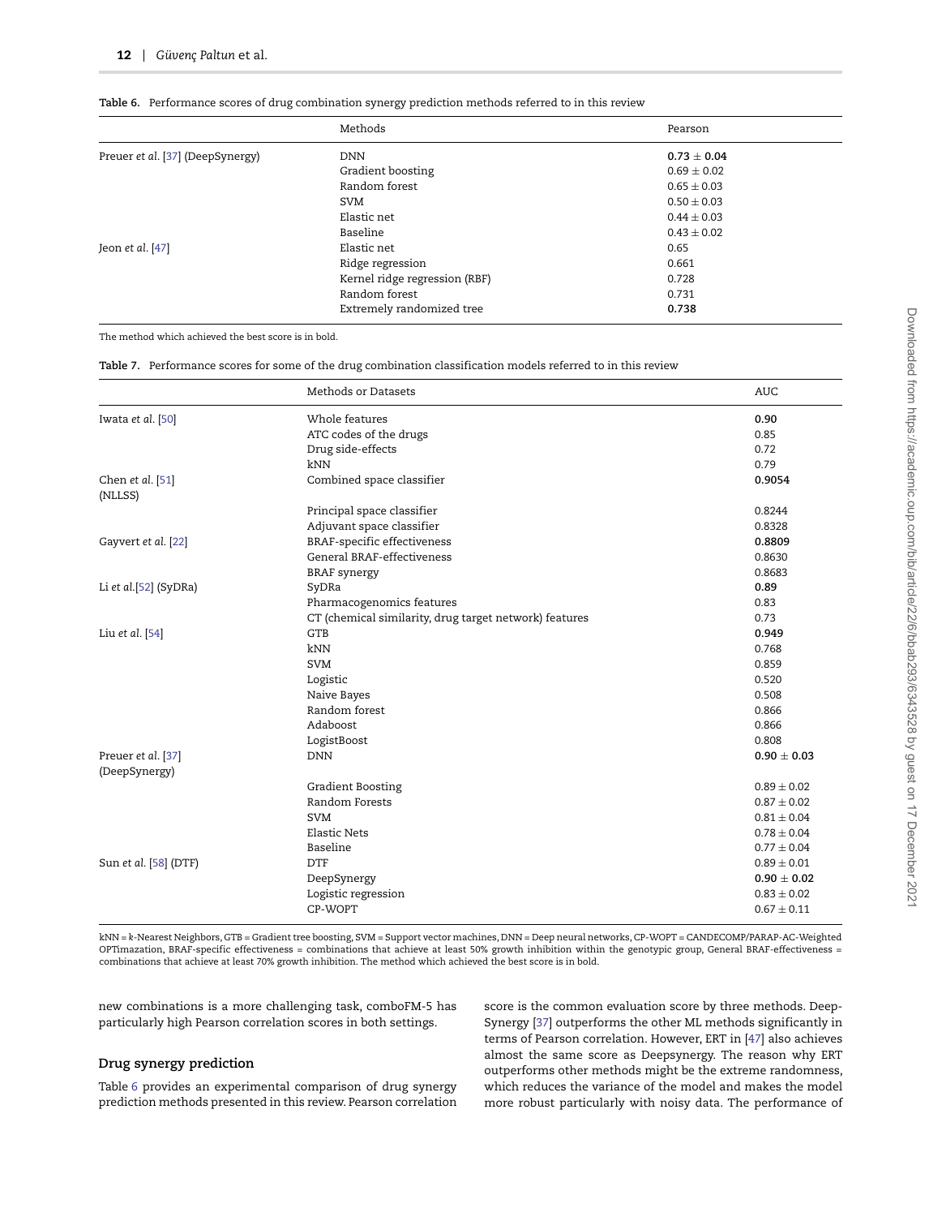**Table 6.** Performance scores of drug combination synergy prediction methods referred to in this review

| | Methods | Pearson |
|---|---|---|
| Preuer *et al.* [37] (DeepSynergy) | DNN | **0.73 ± 0.04** |
| | Gradient boosting | 0.69 ± 0.02 |
| | Random forest | 0.65 ± 0.03 |
| | SVM | 0.50 ± 0.03 |
| | Elastic net | 0.44 ± 0.03 |
| | Baseline | 0.43 ± 0.02 |
| Jeon *et al.* [47] | Elastic net | 0.65 |
| | Ridge regression | 0.661 |
| | Kernel ridge regression (RBF) | 0.728 |
| | Random forest | 0.731 |
| | Extremely randomized tree | **0.738** |

The method which achieved the best score is in bold.

**Table 7.** Performance scores for some of the drug combination classification models referred to in this review

| | Methods or Datasets | AUC |
|---|---|---|
| Iwata *et al.* [50] | Whole features | **0.90** |
| | ATC codes of the drugs | 0.85 |
| | Drug side-effects | 0.72 |
| | kNN | 0.79 |
| Chen *et al.* [51] (NLLSS) | Combined space classifier | **0.9054** |
| | Principal space classifier | 0.8244 |
| | Adjuvant space classifier | 0.8328 |
| Gayvert *et al.* [22] | BRAF-specific effectiveness | **0.8809** |
| | General BRAF-effectiveness | 0.8630 |
| | BRAF synergy | 0.8683 |
| Li *et al.*[52] (SyDRa) | SyDRa | **0.89** |
| | Pharmacogenomics features | 0.83 |
| | CT (chemical similarity, drug target network) features | 0.73 |
| Liu *et al.* [54] | GTB | **0.949** |
| | kNN | 0.768 |
| | SVM | 0.859 |
| | Logistic | 0.520 |
| | Naive Bayes | 0.508 |
| | Random forest | 0.866 |
| | Adaboost | 0.866 |
| | LogistBoost | 0.808 |
| Preuer *et al.* [37] (DeepSynergy) | DNN | **0.90 ± 0.03** |
| | Gradient Boosting | 0.89 ± 0.02 |
| | Random Forests | 0.87 ± 0.02 |
| | SVM | 0.81 ± 0.04 |
| | Elastic Nets | 0.78 ± 0.04 |
| | Baseline | 0.77 ± 0.04 |
| Sun *et al.* [58] (DTF) | DTF | 0.89 ± 0.01 |
| | DeepSynergy | **0.90 ± 0.02** |
| | Logistic regression | 0.83 ± 0.02 |
| | CP-WOPT | 0.67 ± 0.11 |

kNN = *k*-Nearest Neighbors, GTB = Gradient tree boosting, SVM = Support vector machines, DNN = Deep neural networks, CP-WOPT = CANDECOMP/PARAP-AC-Weighted OPTimazation, BRAF-specific effectiveness = combinations that achieve at least 50% growth inhibition within the genotypic group, General BRAF-effectiveness = combinations that achieve at least 70% growth inhibition. The method which achieved the best score is in bold.

new combinations is a more challenging task, comboFM-5 has particularly high Pearson correlation scores in both settings.

## Drug synergy prediction

Table 6 provides an experimental comparison of drug synergy prediction methods presented in this review. Pearson correlation score is the common evaluation score by three methods. DeepSynergy [37] outperforms the other ML methods significantly in terms of Pearson correlation. However, ERT in [47] also achieves almost the same score as Deepsynergy. The reason why ERT outperforms other methods might be the extreme randomness, which reduces the variance of the model and makes the model more robust particularly with noisy data. The performance of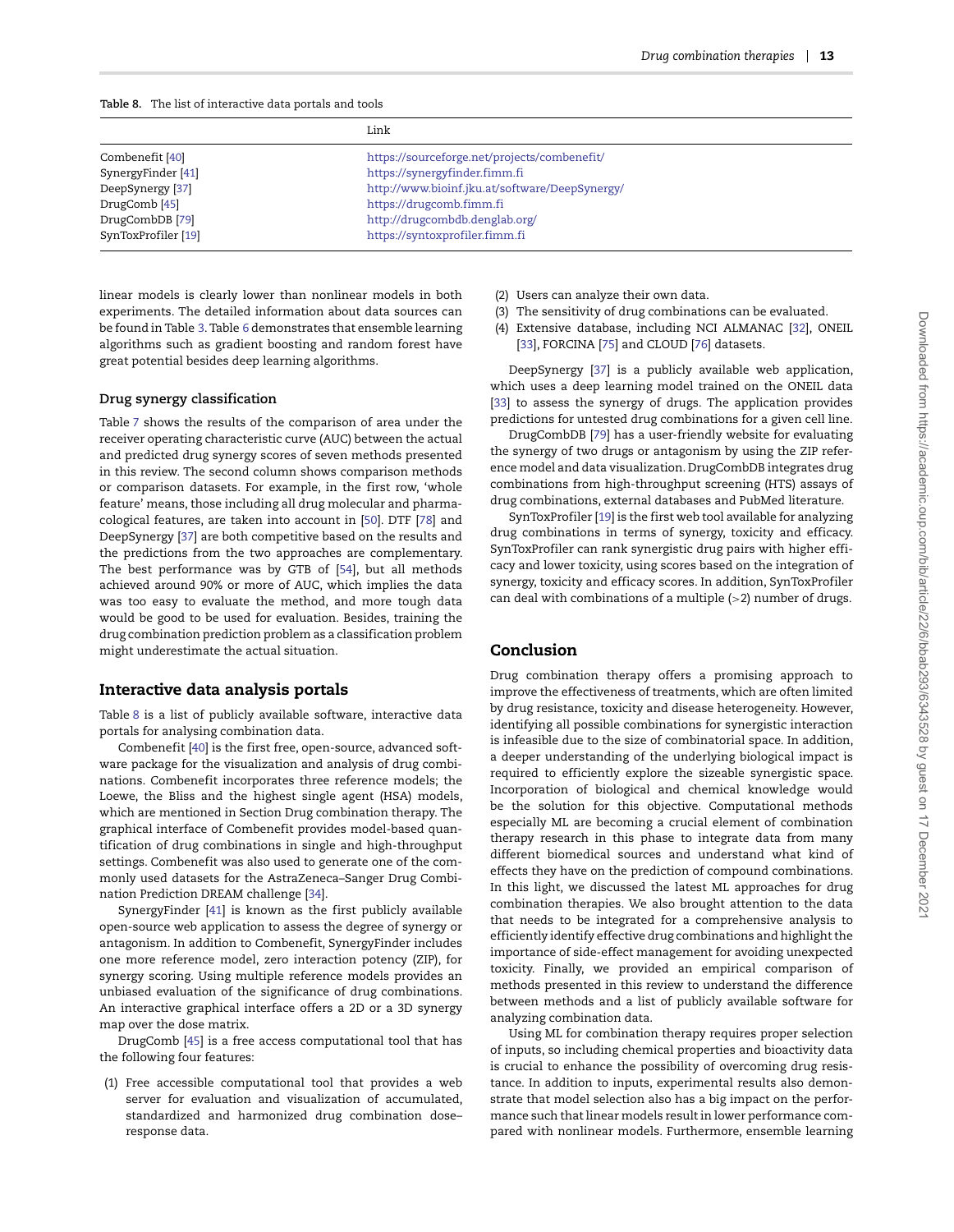Table 8. The list of interactive data portals and tools

| | Link |
|---|---|
| Combenefit [40] | https://sourceforge.net/projects/combenefit/ |
| SynergyFinder [41] | https://synergyfinder.fimm.fi |
| DeepSynergy [37] | http://www.bioinf.jku.at/software/DeepSynergy/ |
| DrugComb [45] | https://drugcomb.fimm.fi |
| DrugCombDB [79] | http://drugcombdb.denglab.org/ |
| SynToxProfiler [19] | https://syntoxprofiler.fimm.fi |

linear models is clearly lower than nonlinear models in both experiments. The detailed information about data sources can be found in Table 3. Table 6 demonstrates that ensemble learning algorithms such as gradient boosting and random forest have great potential besides deep learning algorithms.

### Drug synergy classification

Table 7 shows the results of the comparison of area under the receiver operating characteristic curve (AUC) between the actual and predicted drug synergy scores of seven methods presented in this review. The second column shows comparison methods or comparison datasets. For example, in the first row, 'whole feature' means, those including all drug molecular and pharmacological features, are taken into account in [50]. DTF [78] and DeepSynergy [37] are both competitive based on the results and the predictions from the two approaches are complementary. The best performance was by GTB of [54], but all methods achieved around 90% or more of AUC, which implies the data was too easy to evaluate the method, and more tough data would be good to be used for evaluation. Besides, training the drug combination prediction problem as a classification problem might underestimate the actual situation.

## Interactive data analysis portals

Table 8 is a list of publicly available software, interactive data portals for analysing combination data.

Combenefit [40] is the first free, open-source, advanced software package for the visualization and analysis of drug combinations. Combenefit incorporates three reference models; the Loewe, the Bliss and the highest single agent (HSA) models, which are mentioned in Section Drug combination therapy. The graphical interface of Combenefit provides model-based quantification of drug combinations in single and high-throughput settings. Combenefit was also used to generate one of the commonly used datasets for the AstraZeneca–Sanger Drug Combination Prediction DREAM challenge [34].

SynergyFinder [41] is known as the first publicly available open-source web application to assess the degree of synergy or antagonism. In addition to Combenefit, SynergyFinder includes one more reference model, zero interaction potency (ZIP), for synergy scoring. Using multiple reference models provides an unbiased evaluation of the significance of drug combinations. An interactive graphical interface offers a 2D or a 3D synergy map over the dose matrix.

DrugComb [45] is a free access computational tool that has the following four features:

(1) Free accessible computational tool that provides a web server for evaluation and visualization of accumulated, standardized and harmonized drug combination dose–response data.
(2) Users can analyze their own data.
(3) The sensitivity of drug combinations can be evaluated.
(4) Extensive database, including NCI ALMANAC [32], ONEIL [33], FORCINA [75] and CLOUD [76] datasets.

DeepSynergy [37] is a publicly available web application, which uses a deep learning model trained on the ONEIL data [33] to assess the synergy of drugs. The application provides predictions for untested drug combinations for a given cell line.

DrugCombDB [79] has a user-friendly website for evaluating the synergy of two drugs or antagonism by using the ZIP reference model and data visualization. DrugCombDB integrates drug combinations from high-throughput screening (HTS) assays of drug combinations, external databases and PubMed literature.

SynToxProfiler [19] is the first web tool available for analyzing drug combinations in terms of synergy, toxicity and efficacy. SynToxProfiler can rank synergistic drug pairs with higher efficacy and lower toxicity, using scores based on the integration of synergy, toxicity and efficacy scores. In addition, SynToxProfiler can deal with combinations of a multiple (>2) number of drugs.

## Conclusion

Drug combination therapy offers a promising approach to improve the effectiveness of treatments, which are often limited by drug resistance, toxicity and disease heterogeneity. However, identifying all possible combinations for synergistic interaction is infeasible due to the size of combinatorial space. In addition, a deeper understanding of the underlying biological impact is required to efficiently explore the sizeable synergistic space. Incorporation of biological and chemical knowledge would be the solution for this objective. Computational methods especially ML are becoming a crucial element of combination therapy research in this phase to integrate data from many different biomedical sources and understand what kind of effects they have on the prediction of compound combinations. In this light, we discussed the latest ML approaches for drug combination therapies. We also brought attention to the data that needs to be integrated for a comprehensive analysis to efficiently identify effective drug combinations and highlight the importance of side-effect management for avoiding unexpected toxicity. Finally, we provided an empirical comparison of methods presented in this review to understand the difference between methods and a list of publicly available software for analyzing combination data.

Using ML for combination therapy requires proper selection of inputs, so including chemical properties and bioactivity data is crucial to enhance the possibility of overcoming drug resistance. In addition to inputs, experimental results also demonstrate that model selection also has a big impact on the performance such that linear models result in lower performance compared with nonlinear models. Furthermore, ensemble learning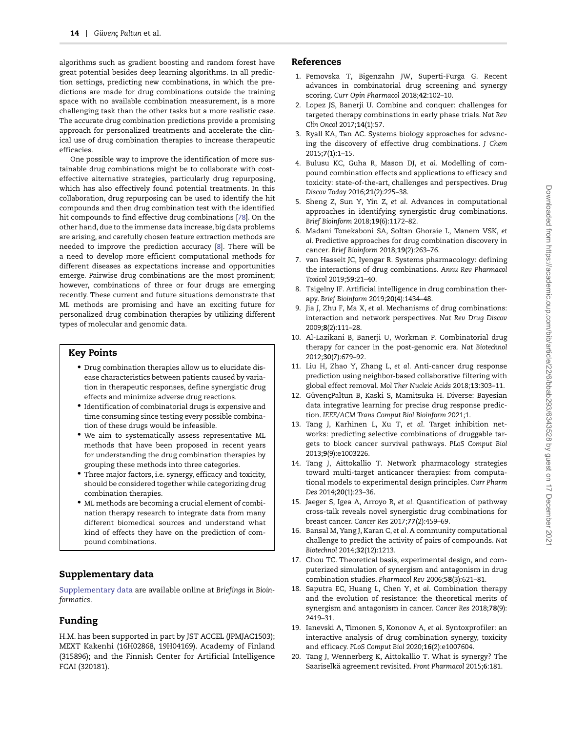algorithms such as gradient boosting and random forest have great potential besides deep learning algorithms. In all prediction settings, predicting new combinations, in which the predictions are made for drug combinations outside the training space with no available combination measurement, is a more challenging task than the other tasks but a more realistic case. The accurate drug combination predictions provide a promising approach for personalized treatments and accelerate the clinical use of drug combination therapies to increase therapeutic efficacies.

One possible way to improve the identification of more sustainable drug combinations might be to collaborate with cost-effective alternative strategies, particularly drug repurposing, which has also effectively found potential treatments. In this collaboration, drug repurposing can be used to identify the hit compounds and then drug combination test with the identified hit compounds to find effective drug combinations [78]. On the other hand, due to the immense data increase, big data problems are arising, and carefully chosen feature extraction methods are needed to improve the prediction accuracy [8]. There will be a need to develop more efficient computational methods for different diseases as expectations increase and opportunities emerge. Pairwise drug combinations are the most prominent; however, combinations of three or four drugs are emerging recently. These current and future situations demonstrate that ML methods are promising and have an exciting future for personalized drug combination therapies by utilizing different types of molecular and genomic data.

## Key Points

- Drug combination therapies allow us to elucidate disease characteristics between patients caused by variation in therapeutic responses, define synergistic drug effects and minimize adverse drug reactions.
- Identification of combinatorial drugs is expensive and time consuming since testing every possible combination of these drugs would be infeasible.
- We aim to systematically assess representative ML methods that have been proposed in recent years for understanding the drug combination therapies by grouping these methods into three categories.
- Three major factors, i.e. synergy, efficacy and toxicity, should be considered together while categorizing drug combination therapies.
- ML methods are becoming a crucial element of combination therapy research to integrate data from many different biomedical sources and understand what kind of effects they have on the prediction of compound combinations.

## Supplementary data

Supplementary data are available online at *Briefings in Bioinformatics*.

## Funding

H.M. has been supported in part by JST ACCEL (JPMJAC1503); MEXT Kakenhi (16H02868, 19H04169). Academy of Finland (315896); and the Finnish Center for Artificial Intelligence FCAI (320181).

## References

1. Pemovska T, Bigenzahn JW, Superti-Furga G. Recent advances in combinatorial drug screening and synergy scoring. *Curr Opin Pharmacol* 2018;**42**:102–10.
2. Lopez JS, Banerji U. Combine and conquer: challenges for targeted therapy combinations in early phase trials. *Nat Rev Clin Oncol* 2017;**14**(1):57.
3. Ryall KA, Tan AC. Systems biology approaches for advancing the discovery of effective drug combinations. *J Chem* 2015;**7**(1):1–15.
4. Bulusu KC, Guha R, Mason DJ, *et al*. Modelling of compound combination effects and applications to efficacy and toxicity: state-of-the-art, challenges and perspectives. *Drug Discov Today* 2016;**21**(2):225–38.
5. Sheng Z, Sun Y, Yin Z, *et al*. Advances in computational approaches in identifying synergistic drug combinations. *Brief Bioinform* 2018;**19**(6):1172–82.
6. Madani Tonekaboni SA, Soltan Ghoraie L, Manem VSK, *et al*. Predictive approaches for drug combination discovery in cancer. *Brief Bioinform* 2018;**19**(2):263–76.
7. van Hasselt JC, Iyengar R. Systems pharmacology: defining the interactions of drug combinations. *Annu Rev Pharmacol Toxicol* 2019;**59**:21–40.
8. Tsigelny IF. Artificial intelligence in drug combination therapy. *Brief Bioinform* 2019;**20**(4):1434–48.
9. Jia J, Zhu F, Ma X, *et al*. Mechanisms of drug combinations: interaction and network perspectives. *Nat Rev Drug Discov* 2009;**8**(2):111–28.
10. Al-Lazikani B, Banerji U, Workman P. Combinatorial drug therapy for cancer in the post-genomic era. *Nat Biotechnol* 2012;**30**(7):679–92.
11. Liu H, Zhao Y, Zhang L, *et al*. Anti-cancer drug response prediction using neighbor-based collaborative filtering with global effect removal. *Mol Ther Nucleic Acids* 2018;**13**:303–11.
12. GüvençPaltun B, Kaski S, Mamitsuka H. Diverse: Bayesian data integrative learning for precise drug response prediction. *IEEE/ACM Trans Comput Biol Bioinform* 2021;1.
13. Tang J, Karhinen L, Xu T, *et al*. Target inhibition networks: predicting selective combinations of druggable targets to block cancer survival pathways. *PLoS Comput Biol* 2013;**9**(9):e1003226.
14. Tang J, Aittokallio T. Network pharmacology strategies toward multi-target anticancer therapies: from computational models to experimental design principles. *Curr Pharm Des* 2014;**20**(1):23–36.
15. Jaeger S, Igea A, Arroyo R, *et al*. Quantification of pathway cross-talk reveals novel synergistic drug combinations for breast cancer. *Cancer Res* 2017;**77**(2):459–69.
16. Bansal M, Yang J, Karan C, *et al*. A community computational challenge to predict the activity of pairs of compounds. *Nat Biotechnol* 2014;**32**(12):1213.
17. Chou TC. Theoretical basis, experimental design, and computerized simulation of synergism and antagonism in drug combination studies. *Pharmacol Rev* 2006;**58**(3):621–81.
18. Saputra EC, Huang L, Chen Y, *et al*. Combination therapy and the evolution of resistance: the theoretical merits of synergism and antagonism in cancer. *Cancer Res* 2018;**78**(9): 2419–31.
19. Ianevski A, Timonen S, Kononov A, *et al*. Syntoxprofiler: an interactive analysis of drug combination synergy, toxicity and efficacy. *PLoS Comput Biol* 2020;**16**(2):e1007604.
20. Tang J, Wennerberg K, Aittokallio T. What is synergy? The Saariselkä agreement revisited. *Front Pharmacol* 2015;**6**:181.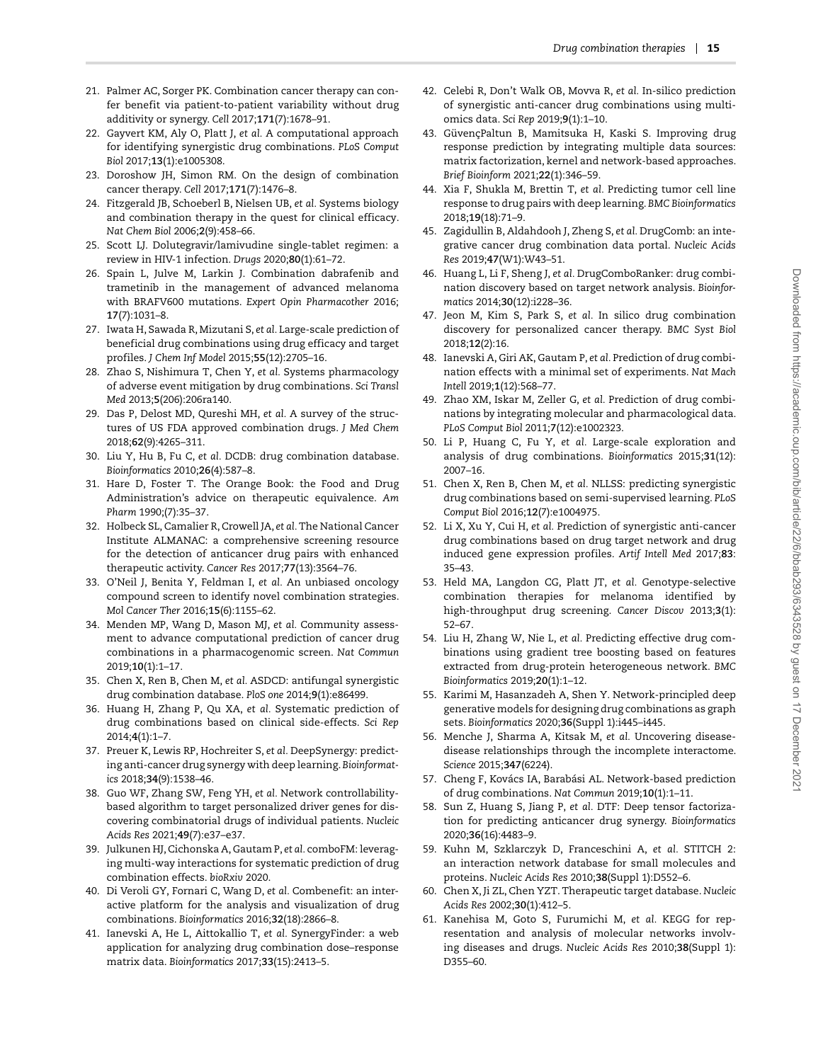21. Palmer AC, Sorger PK. Combination cancer therapy can confer benefit via patient-to-patient variability without drug additivity or synergy. *Cell* 2017;**171**(7):1678–91.
22. Gayvert KM, Aly O, Platt J, *et al.* A computational approach for identifying synergistic drug combinations. *PLoS Comput Biol* 2017;**13**(1):e1005308.
23. Doroshow JH, Simon RM. On the design of combination cancer therapy. *Cell* 2017;**171**(7):1476–8.
24. Fitzgerald JB, Schoeberl B, Nielsen UB, *et al.* Systems biology and combination therapy in the quest for clinical efficacy. *Nat Chem Biol* 2006;**2**(9):458–66.
25. Scott LJ. Dolutegravir/lamivudine single-tablet regimen: a review in HIV-1 infection. *Drugs* 2020;**80**(1):61–72.
26. Spain L, Julve M, Larkin J. Combination dabrafenib and trametinib in the management of advanced melanoma with BRAFV600 mutations. *Expert Opin Pharmacother* 2016; **17**(7):1031–8.
27. Iwata H, Sawada R, Mizutani S, *et al.* Large-scale prediction of beneficial drug combinations using drug efficacy and target profiles. *J Chem Inf Model* 2015;**55**(12):2705–16.
28. Zhao S, Nishimura T, Chen Y, *et al.* Systems pharmacology of adverse event mitigation by drug combinations. *Sci Transl Med* 2013;**5**(206):206ra140.
29. Das P, Delost MD, Qureshi MH, *et al.* A survey of the structures of US FDA approved combination drugs. *J Med Chem* 2018;**62**(9):4265–311.
30. Liu Y, Hu B, Fu C, *et al.* DCDB: drug combination database. *Bioinformatics* 2010;**26**(4):587–8.
31. Hare D, Foster T. The Orange Book: the Food and Drug Administration's advice on therapeutic equivalence. *Am Pharm* 1990;(7):35–37.
32. Holbeck SL, Camalier R, Crowell JA, *et al.* The National Cancer Institute ALMANAC: a comprehensive screening resource for the detection of anticancer drug pairs with enhanced therapeutic activity. *Cancer Res* 2017;**77**(13):3564–76.
33. O'Neil J, Benita Y, Feldman I, *et al.* An unbiased oncology compound screen to identify novel combination strategies. *Mol Cancer Ther* 2016;**15**(6):1155–62.
34. Menden MP, Wang D, Mason MJ, *et al.* Community assessment to advance computational prediction of cancer drug combinations in a pharmacogenomic screen. *Nat Commun* 2019;**10**(1):1–17.
35. Chen X, Ren B, Chen M, *et al.* ASDCD: antifungal synergistic drug combination database. *PloS one* 2014;**9**(1):e86499.
36. Huang H, Zhang P, Qu XA, *et al.* Systematic prediction of drug combinations based on clinical side-effects. *Sci Rep* 2014;**4**(1):1–7.
37. Preuer K, Lewis RP, Hochreiter S, *et al.* DeepSynergy: predicting anti-cancer drug synergy with deep learning. *Bioinformatics* 2018;**34**(9):1538–46.
38. Guo WF, Zhang SW, Feng YH, *et al.* Network controllability-based algorithm to target personalized driver genes for discovering combinatorial drugs of individual patients. *Nucleic Acids Res* 2021;**49**(7):e37–e37.
39. Julkunen HJ, Cichonska A, Gautam P, *et al.* comboFM: leveraging multi-way interactions for systematic prediction of drug combination effects. *bioRxiv* 2020.
40. Di Veroli GY, Fornari C, Wang D, *et al.* Combenefit: an interactive platform for the analysis and visualization of drug combinations. *Bioinformatics* 2016;**32**(18):2866–8.
41. Ianevski A, He L, Aittokallio T, *et al.* SynergyFinder: a web application for analyzing drug combination dose–response matrix data. *Bioinformatics* 2017;**33**(15):2413–5.
42. Celebi R, Don't Walk OB, Movva R, *et al.* In-silico prediction of synergistic anti-cancer drug combinations using multi-omics data. *Sci Rep* 2019;**9**(1):1–10.
43. GüvençPaltun B, Mamitsuka H, Kaski S. Improving drug response prediction by integrating multiple data sources: matrix factorization, kernel and network-based approaches. *Brief Bioinform* 2021;**22**(1):346–59.
44. Xia F, Shukla M, Brettin T, *et al.* Predicting tumor cell line response to drug pairs with deep learning. *BMC Bioinformatics* 2018;**19**(18):71–9.
45. Zagidullin B, Aldahdooh J, Zheng S, *et al.* DrugComb: an integrative cancer drug combination data portal. *Nucleic Acids Res* 2019;**47**(W1):W43–51.
46. Huang L, Li F, Sheng J, *et al.* DrugComboRanker: drug combination discovery based on target network analysis. *Bioinformatics* 2014;**30**(12):i228–36.
47. Jeon M, Kim S, Park S, *et al.* In silico drug combination discovery for personalized cancer therapy. *BMC Syst Biol* 2018;**12**(2):16.
48. Ianevski A, Giri AK, Gautam P, *et al.* Prediction of drug combination effects with a minimal set of experiments. *Nat Mach Intell* 2019;**1**(12):568–77.
49. Zhao XM, Iskar M, Zeller G, *et al.* Prediction of drug combinations by integrating molecular and pharmacological data. *PLoS Comput Biol* 2011;**7**(12):e1002323.
50. Li P, Huang C, Fu Y, *et al.* Large-scale exploration and analysis of drug combinations. *Bioinformatics* 2015;**31**(12): 2007–16.
51. Chen X, Ren B, Chen M, *et al.* NLLSS: predicting synergistic drug combinations based on semi-supervised learning. *PLoS Comput Biol* 2016;**12**(7):e1004975.
52. Li X, Xu Y, Cui H, *et al.* Prediction of synergistic anti-cancer drug combinations based on drug target network and drug induced gene expression profiles. *Artif Intell Med* 2017;**83**: 35–43.
53. Held MA, Langdon CG, Platt JT, *et al.* Genotype-selective combination therapies for melanoma identified by high-throughput drug screening. *Cancer Discov* 2013;**3**(1): 52–67.
54. Liu H, Zhang W, Nie L, *et al.* Predicting effective drug combinations using gradient tree boosting based on features extracted from drug-protein heterogeneous network. *BMC Bioinformatics* 2019;**20**(1):1–12.
55. Karimi M, Hasanzadeh A, Shen Y. Network-principled deep generative models for designing drug combinations as graph sets. *Bioinformatics* 2020;**36**(Suppl 1):i445–i445.
56. Menche J, Sharma A, Kitsak M, *et al.* Uncovering disease-disease relationships through the incomplete interactome. *Science* 2015;**347**(6224).
57. Cheng F, Kovács IA, Barabási AL. Network-based prediction of drug combinations. *Nat Commun* 2019;**10**(1):1–11.
58. Sun Z, Huang S, Jiang P, *et al.* DTF: Deep tensor factorization for predicting anticancer drug synergy. *Bioinformatics* 2020;**36**(16):4483–9.
59. Kuhn M, Szklarczyk D, Franceschini A, *et al.* STITCH 2: an interaction network database for small molecules and proteins. *Nucleic Acids Res* 2010;**38**(Suppl 1):D552–6.
60. Chen X, Ji ZL, Chen YZT. Therapeutic target database. *Nucleic Acids Res* 2002;**30**(1):412–5.
61. Kanehisa M, Goto S, Furumichi M, *et al.* KEGG for representation and analysis of molecular networks involving diseases and drugs. *Nucleic Acids Res* 2010;**38**(Suppl 1): D355–60.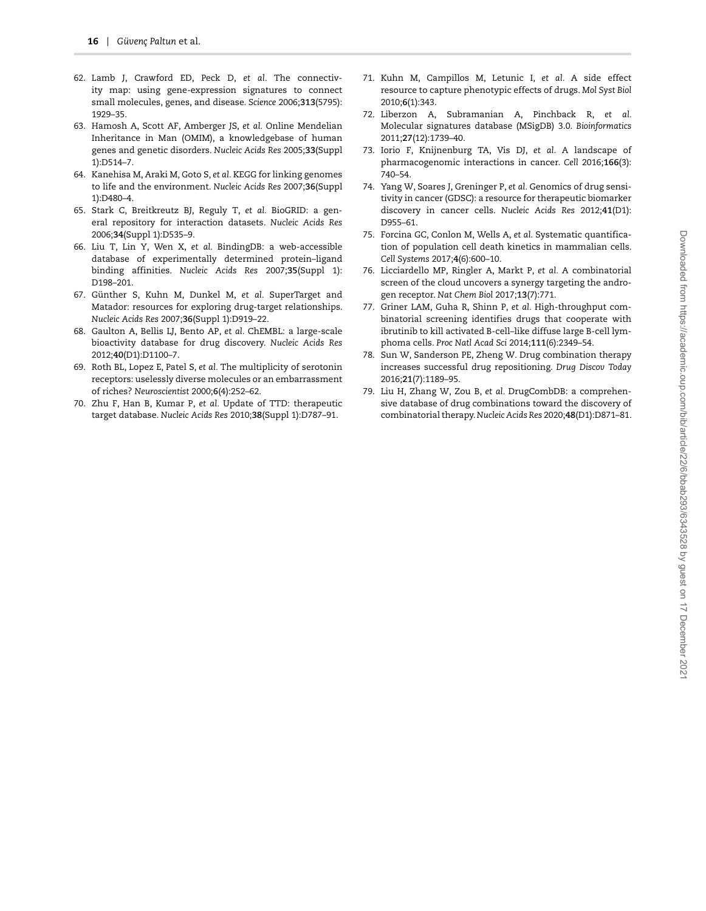62. Lamb J, Crawford ED, Peck D, *et al.* The connectivity map: using gene-expression signatures to connect small molecules, genes, and disease. *Science* 2006;**313**(5795): 1929–35.
63. Hamosh A, Scott AF, Amberger JS, *et al.* Online Mendelian Inheritance in Man (OMIM), a knowledgebase of human genes and genetic disorders. *Nucleic Acids Res* 2005;**33**(Suppl 1):D514–7.
64. Kanehisa M, Araki M, Goto S, *et al.* KEGG for linking genomes to life and the environment. *Nucleic Acids Res* 2007;**36**(Suppl 1):D480–4.
65. Stark C, Breitkreutz BJ, Reguly T, *et al.* BioGRID: a general repository for interaction datasets. *Nucleic Acids Res* 2006;**34**(Suppl 1):D535–9.
66. Liu T, Lin Y, Wen X, *et al.* BindingDB: a web-accessible database of experimentally determined protein–ligand binding affinities. *Nucleic Acids Res* 2007;**35**(Suppl 1): D198–201.
67. Günther S, Kuhn M, Dunkel M, *et al.* SuperTarget and Matador: resources for exploring drug-target relationships. *Nucleic Acids Res* 2007;**36**(Suppl 1):D919–22.
68. Gaulton A, Bellis LJ, Bento AP, *et al.* ChEMBL: a large-scale bioactivity database for drug discovery. *Nucleic Acids Res* 2012;**40**(D1):D1100–7.
69. Roth BL, Lopez E, Patel S, *et al.* The multiplicity of serotonin receptors: uselessly diverse molecules or an embarrassment of riches? *Neuroscientist* 2000;**6**(4):252–62.
70. Zhu F, Han B, Kumar P, *et al.* Update of TTD: therapeutic target database. *Nucleic Acids Res* 2010;**38**(Suppl 1):D787–91.
71. Kuhn M, Campillos M, Letunic I, *et al.* A side effect resource to capture phenotypic effects of drugs. *Mol Syst Biol* 2010;**6**(1):343.
72. Liberzon A, Subramanian A, Pinchback R, *et al.* Molecular signatures database (MSigDB) 3.0. *Bioinformatics* 2011;**27**(12):1739–40.
73. Iorio F, Knijnenburg TA, Vis DJ, *et al.* A landscape of pharmacogenomic interactions in cancer. *Cell* 2016;**166**(3): 740–54.
74. Yang W, Soares J, Greninger P, *et al.* Genomics of drug sensitivity in cancer (GDSC): a resource for therapeutic biomarker discovery in cancer cells. *Nucleic Acids Res* 2012;**41**(D1): D955–61.
75. Forcina GC, Conlon M, Wells A, *et al.* Systematic quantification of population cell death kinetics in mammalian cells. *Cell Systems* 2017;**4**(6):600–10.
76. Licciardello MP, Ringler A, Markt P, *et al.* A combinatorial screen of the cloud uncovers a synergy targeting the androgen receptor. *Nat Chem Biol* 2017;**13**(7):771.
77. Griner LAM, Guha R, Shinn P, *et al.* High-throughput combinatorial screening identifies drugs that cooperate with ibrutinib to kill activated B-cell–like diffuse large B-cell lymphoma cells. *Proc Natl Acad Sci* 2014;**111**(6):2349–54.
78. Sun W, Sanderson PE, Zheng W. Drug combination therapy increases successful drug repositioning. *Drug Discov Today* 2016;**21**(7):1189–95.
79. Liu H, Zhang W, Zou B, *et al.* DrugCombDB: a comprehensive database of drug combinations toward the discovery of combinatorial therapy. *Nucleic Acids Res* 2020;**48**(D1):D871–81.